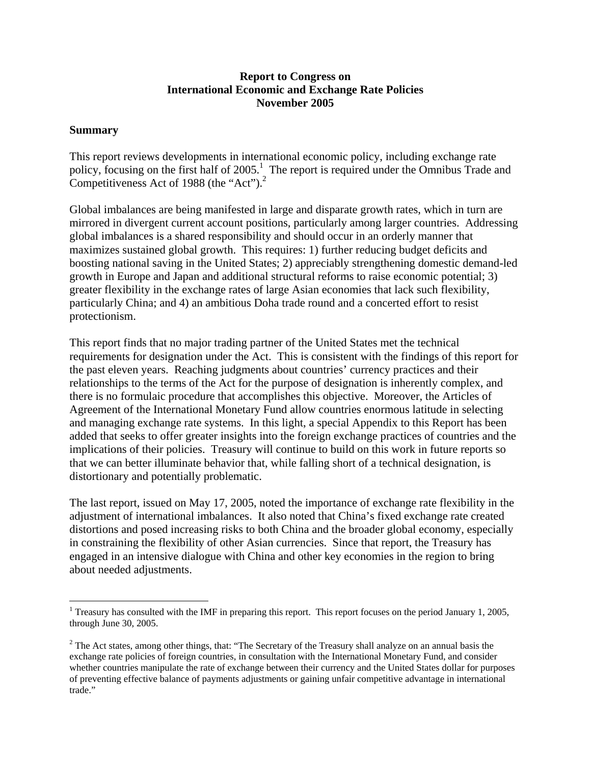**Report to Congress on International Economic and Exchange Rate Policies November 2005**

## Summary

This report reviews developments in international economic policy, including exchange rate policy, focusing on the first half of 2005.[1] The report is required under the Omnibus Trade and Competitiveness Act of 1988 (the "Act").[2]

Global imbalances are being manifested in large and disparate growth rates, which in turn are mirrored in divergent current account positions, particularly among larger countries. Addressing global imbalances is a shared responsibility and should occur in an orderly manner that maximizes sustained global growth. This requires: 1) further reducing budget deficits and boosting national saving in the United States; 2) appreciably strengthening domestic demand-led growth in Europe and Japan and additional structural reforms to raise economic potential; 3) greater flexibility in the exchange rates of large Asian economies that lack such flexibility, particularly China; and 4) an ambitious Doha trade round and a concerted effort to resist protectionism.

This report finds that no major trading partner of the United States met the technical requirements for designation under the Act. This is consistent with the findings of this report for the past eleven years. Reaching judgments about countries' currency practices and their relationships to the terms of the Act for the purpose of designation is inherently complex, and there is no formulaic procedure that accomplishes this objective. Moreover, the Articles of Agreement of the International Monetary Fund allow countries enormous latitude in selecting and managing exchange rate systems. In this light, a special Appendix to this Report has been added that seeks to offer greater insights into the foreign exchange practices of countries and the implications of their policies. Treasury will continue to build on this work in future reports so that we can better illuminate behavior that, while falling short of a technical designation, is distortionary and potentially problematic.

The last report, issued on May 17, 2005, noted the importance of exchange rate flexibility in the adjustment of international imbalances. It also noted that China's fixed exchange rate created distortions and posed increasing risks to both China and the broader global economy, especially in constraining the flexibility of other Asian currencies. Since that report, the Treasury has engaged in an intensive dialogue with China and other key economies in the region to bring about needed adjustments.

---

[1] Treasury has consulted with the IMF in preparing this report. This report focuses on the period January 1, 2005, through June 30, 2005.

[2] The Act states, among other things, that: "The Secretary of the Treasury shall analyze on an annual basis the exchange rate policies of foreign countries, in consultation with the International Monetary Fund, and consider whether countries manipulate the rate of exchange between their currency and the United States dollar for purposes of preventing effective balance of payments adjustments or gaining unfair competitive advantage in international trade."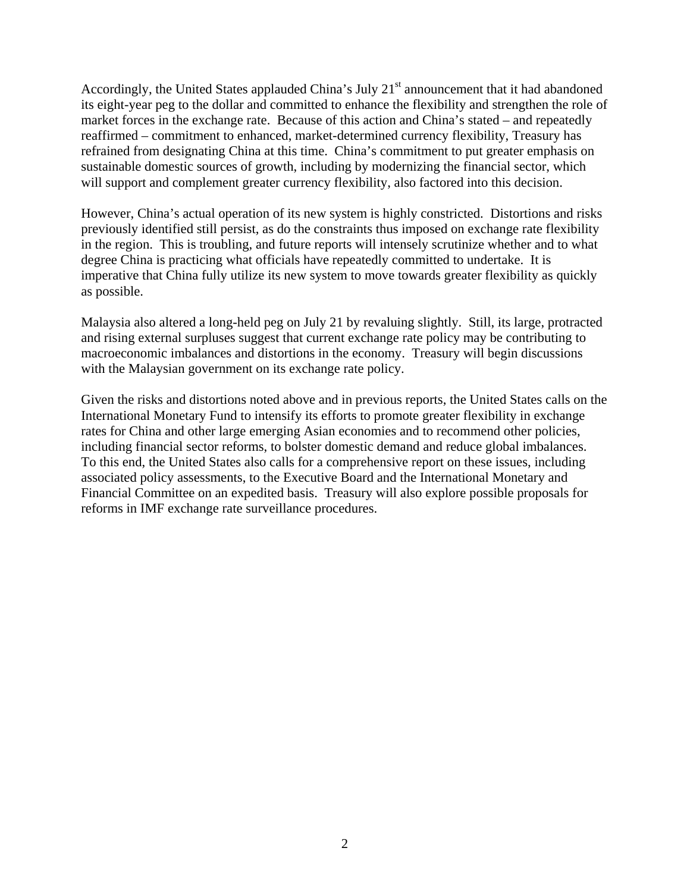Accordingly, the United States applauded China's July 21st announcement that it had abandoned its eight-year peg to the dollar and committed to enhance the flexibility and strengthen the role of market forces in the exchange rate. Because of this action and China's stated – and repeatedly reaffirmed – commitment to enhanced, market-determined currency flexibility, Treasury has refrained from designating China at this time. China's commitment to put greater emphasis on sustainable domestic sources of growth, including by modernizing the financial sector, which will support and complement greater currency flexibility, also factored into this decision.

However, China's actual operation of its new system is highly constricted. Distortions and risks previously identified still persist, as do the constraints thus imposed on exchange rate flexibility in the region. This is troubling, and future reports will intensely scrutinize whether and to what degree China is practicing what officials have repeatedly committed to undertake. It is imperative that China fully utilize its new system to move towards greater flexibility as quickly as possible.

Malaysia also altered a long-held peg on July 21 by revaluing slightly. Still, its large, protracted and rising external surpluses suggest that current exchange rate policy may be contributing to macroeconomic imbalances and distortions in the economy. Treasury will begin discussions with the Malaysian government on its exchange rate policy.

Given the risks and distortions noted above and in previous reports, the United States calls on the International Monetary Fund to intensify its efforts to promote greater flexibility in exchange rates for China and other large emerging Asian economies and to recommend other policies, including financial sector reforms, to bolster domestic demand and reduce global imbalances. To this end, the United States also calls for a comprehensive report on these issues, including associated policy assessments, to the Executive Board and the International Monetary and Financial Committee on an expedited basis. Treasury will also explore possible proposals for reforms in IMF exchange rate surveillance procedures.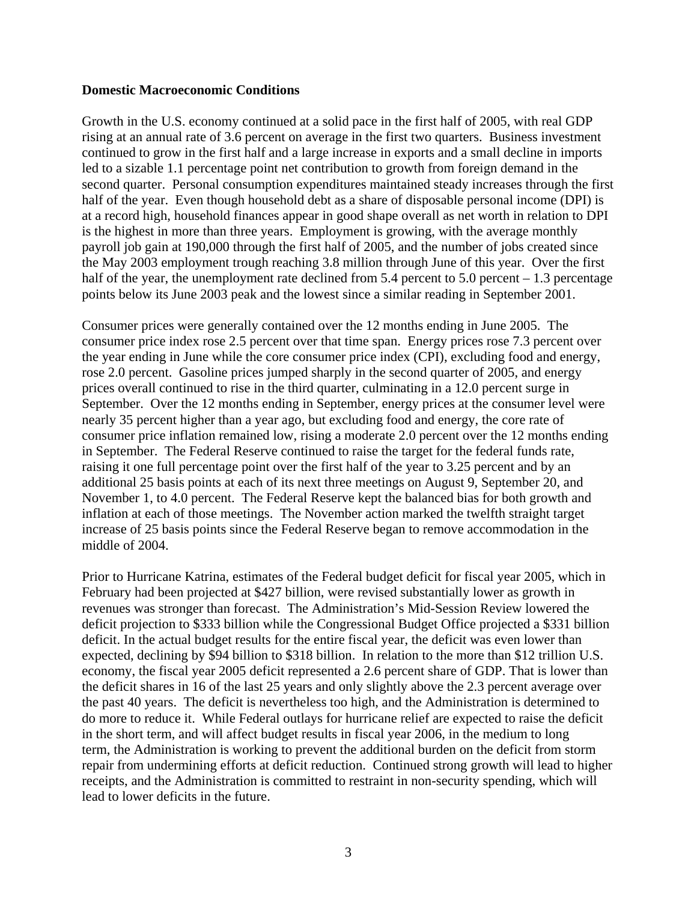**Domestic Macroeconomic Conditions**

Growth in the U.S. economy continued at a solid pace in the first half of 2005, with real GDP rising at an annual rate of 3.6 percent on average in the first two quarters. Business investment continued to grow in the first half and a large increase in exports and a small decline in imports led to a sizable 1.1 percentage point net contribution to growth from foreign demand in the second quarter. Personal consumption expenditures maintained steady increases through the first half of the year. Even though household debt as a share of disposable personal income (DPI) is at a record high, household finances appear in good shape overall as net worth in relation to DPI is the highest in more than three years. Employment is growing, with the average monthly payroll job gain at 190,000 through the first half of 2005, and the number of jobs created since the May 2003 employment trough reaching 3.8 million through June of this year. Over the first half of the year, the unemployment rate declined from 5.4 percent to 5.0 percent – 1.3 percentage points below its June 2003 peak and the lowest since a similar reading in September 2001.

Consumer prices were generally contained over the 12 months ending in June 2005. The consumer price index rose 2.5 percent over that time span. Energy prices rose 7.3 percent over the year ending in June while the core consumer price index (CPI), excluding food and energy, rose 2.0 percent. Gasoline prices jumped sharply in the second quarter of 2005, and energy prices overall continued to rise in the third quarter, culminating in a 12.0 percent surge in September. Over the 12 months ending in September, energy prices at the consumer level were nearly 35 percent higher than a year ago, but excluding food and energy, the core rate of consumer price inflation remained low, rising a moderate 2.0 percent over the 12 months ending in September. The Federal Reserve continued to raise the target for the federal funds rate, raising it one full percentage point over the first half of the year to 3.25 percent and by an additional 25 basis points at each of its next three meetings on August 9, September 20, and November 1, to 4.0 percent. The Federal Reserve kept the balanced bias for both growth and inflation at each of those meetings. The November action marked the twelfth straight target increase of 25 basis points since the Federal Reserve began to remove accommodation in the middle of 2004.

Prior to Hurricane Katrina, estimates of the Federal budget deficit for fiscal year 2005, which in February had been projected at $427 billion, were revised substantially lower as growth in revenues was stronger than forecast. The Administration's Mid-Session Review lowered the deficit projection to $333 billion while the Congressional Budget Office projected a $331 billion deficit. In the actual budget results for the entire fiscal year, the deficit was even lower than expected, declining by $94 billion to $318 billion. In relation to the more than $12 trillion U.S. economy, the fiscal year 2005 deficit represented a 2.6 percent share of GDP. That is lower than the deficit shares in 16 of the last 25 years and only slightly above the 2.3 percent average over the past 40 years. The deficit is nevertheless too high, and the Administration is determined to do more to reduce it. While Federal outlays for hurricane relief are expected to raise the deficit in the short term, and will affect budget results in fiscal year 2006, in the medium to long term, the Administration is working to prevent the additional burden on the deficit from storm repair from undermining efforts at deficit reduction. Continued strong growth will lead to higher receipts, and the Administration is committed to restraint in non-security spending, which will lead to lower deficits in the future.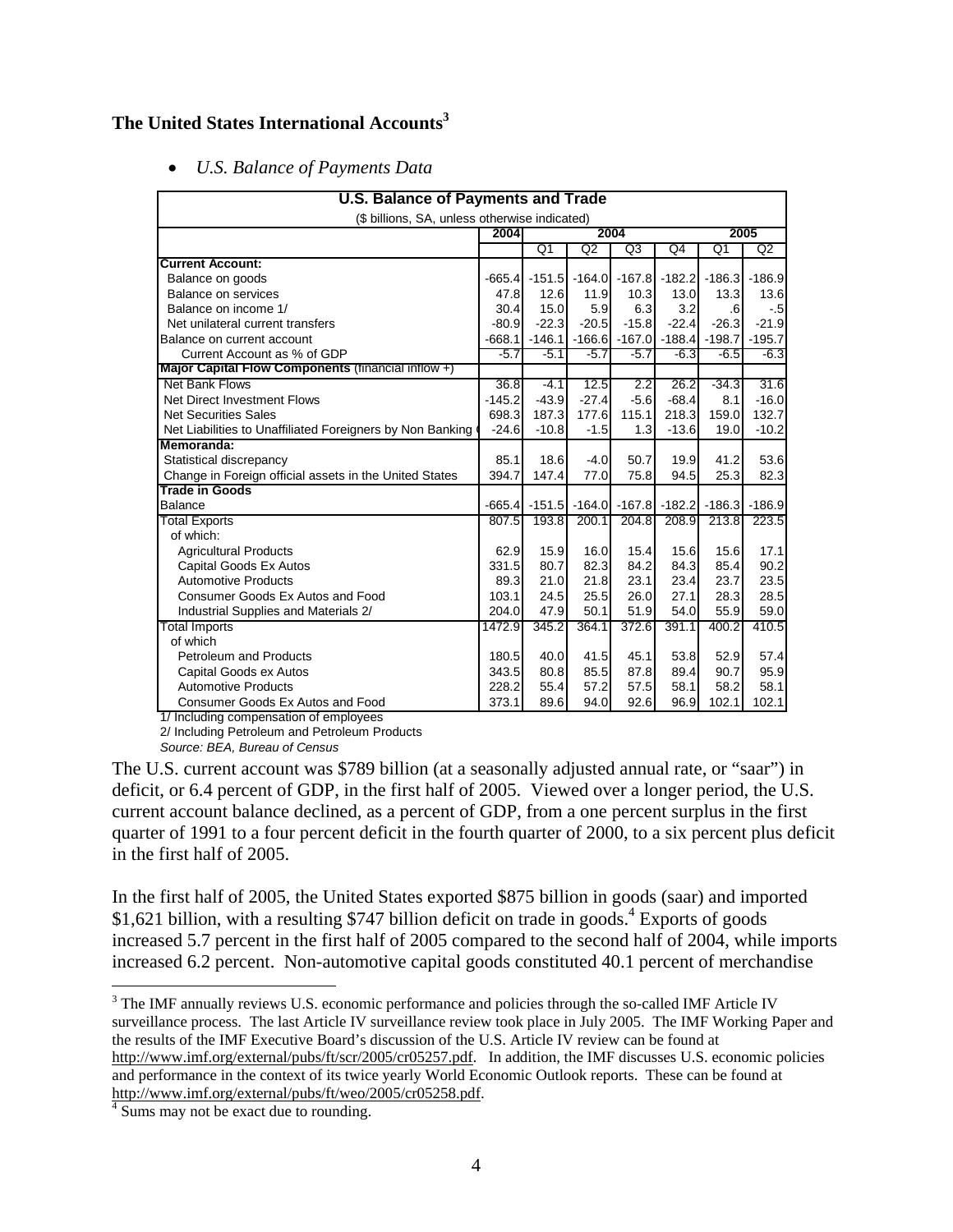**The United States International Accounts[3]**

- *U.S. Balance of Payments Data*

| U.S. Balance of Payments and Trade | | | | | | | |
|---|---|---|---|---|---|---|---|
| ($ billions, SA, unless otherwise indicated) | | | | | | | |
| | 2004 | 2004 | | | | 2005 | |
| | | Q1 | Q2 | Q3 | Q4 | Q1 | Q2 |
| **Current Account:** | | | | | | | |
| Balance on goods | -665.4 | -151.5 | -164.0 | -167.8 | -182.2 | -186.3 | -186.9 |
| Balance on services | 47.8 | 12.6 | 11.9 | 10.3 | 13.0 | 13.3 | 13.6 |
| Balance on income 1/ | 30.4 | 15.0 | 5.9 | 6.3 | 3.2 | .6 | -.5 |
| Net unilateral current transfers | -80.9 | -22.3 | -20.5 | -15.8 | -22.4 | -26.3 | -21.9 |
| Balance on current account | -668.1 | -146.1 | -166.6 | -167.0 | -188.4 | -198.7 | -195.7 |
| Current Account as % of GDP | -5.7 | -5.1 | -5.7 | -5.7 | -6.3 | -6.5 | -6.3 |
| **Major Capital Flow Components** (financial inflow +) | | | | | | | |
| Net Bank Flows | 36.8 | -4.1 | 12.5 | 2.2 | 26.2 | -34.3 | 31.6 |
| Net Direct Investment Flows | -145.2 | -43.9 | -27.4 | -5.6 | -68.4 | 8.1 | -16.0 |
| Net Securities Sales | 698.3 | 187.3 | 177.6 | 115.1 | 218.3 | 159.0 | 132.7 |
| Net Liabilities to Unaffiliated Foreigners by Non Banking | -24.6 | -10.8 | -1.5 | 1.3 | -13.6 | 19.0 | -10.2 |
| **Memoranda:** | | | | | | | |
| Statistical discrepancy | 85.1 | 18.6 | -4.0 | 50.7 | 19.9 | 41.2 | 53.6 |
| Change in Foreign official assets in the United States | 394.7 | 147.4 | 77.0 | 75.8 | 94.5 | 25.3 | 82.3 |
| **Trade in Goods** | | | | | | | |
| Balance | -665.4 | -151.5 | -164.0 | -167.8 | -182.2 | -186.3 | -186.9 |
| Total Exports | 807.5 | 193.8 | 200.1 | 204.8 | 208.9 | 213.8 | 223.5 |
| of which: | | | | | | | |
| Agricultural Products | 62.9 | 15.9 | 16.0 | 15.4 | 15.6 | 15.6 | 17.1 |
| Capital Goods Ex Autos | 331.5 | 80.7 | 82.3 | 84.2 | 84.3 | 85.4 | 90.2 |
| Automotive Products | 89.3 | 21.0 | 21.8 | 23.1 | 23.4 | 23.7 | 23.5 |
| Consumer Goods Ex Autos and Food | 103.1 | 24.5 | 25.5 | 26.0 | 27.1 | 28.3 | 28.5 |
| Industrial Supplies and Materials 2/ | 204.0 | 47.9 | 50.1 | 51.9 | 54.0 | 55.9 | 59.0 |
| Total Imports | 1472.9 | 345.2 | 364.1 | 372.6 | 391.1 | 400.2 | 410.5 |
| of which | | | | | | | |
| Petroleum and Products | 180.5 | 40.0 | 41.5 | 45.1 | 53.8 | 52.9 | 57.4 |
| Capital Goods ex Autos | 343.5 | 80.8 | 85.5 | 87.8 | 89.4 | 90.7 | 95.9 |
| Automotive Products | 228.2 | 55.4 | 57.2 | 57.5 | 58.1 | 58.2 | 58.1 |
| Consumer Goods Ex Autos and Food | 373.1 | 89.6 | 94.0 | 92.6 | 96.9 | 102.1 | 102.1 |

1/ Including compensation of employees
2/ Including Petroleum and Petroleum Products
*Source: BEA, Bureau of Census*

The U.S. current account was $789 billion (at a seasonally adjusted annual rate, or "saar") in deficit, or 6.4 percent of GDP, in the first half of 2005. Viewed over a longer period, the U.S. current account balance declined, as a percent of GDP, from a one percent surplus in the first quarter of 1991 to a four percent deficit in the fourth quarter of 2000, to a six percent plus deficit in the first half of 2005.

In the first half of 2005, the United States exported $875 billion in goods (saar) and imported $1,621 billion, with a resulting $747 billion deficit on trade in goods.[4] Exports of goods increased 5.7 percent in the first half of 2005 compared to the second half of 2004, while imports increased 6.2 percent. Non-automotive capital goods constituted 40.1 percent of merchandise

[3] The IMF annually reviews U.S. economic performance and policies through the so-called IMF Article IV surveillance process. The last Article IV surveillance review took place in July 2005. The IMF Working Paper and the results of the IMF Executive Board's discussion of the U.S. Article IV review can be found at http://www.imf.org/external/pubs/ft/scr/2005/cr05257.pdf. In addition, the IMF discusses U.S. economic policies and performance in the context of its twice yearly World Economic Outlook reports. These can be found at http://www.imf.org/external/pubs/ft/weo/2005/cr05258.pdf.

[4] Sums may not be exact due to rounding.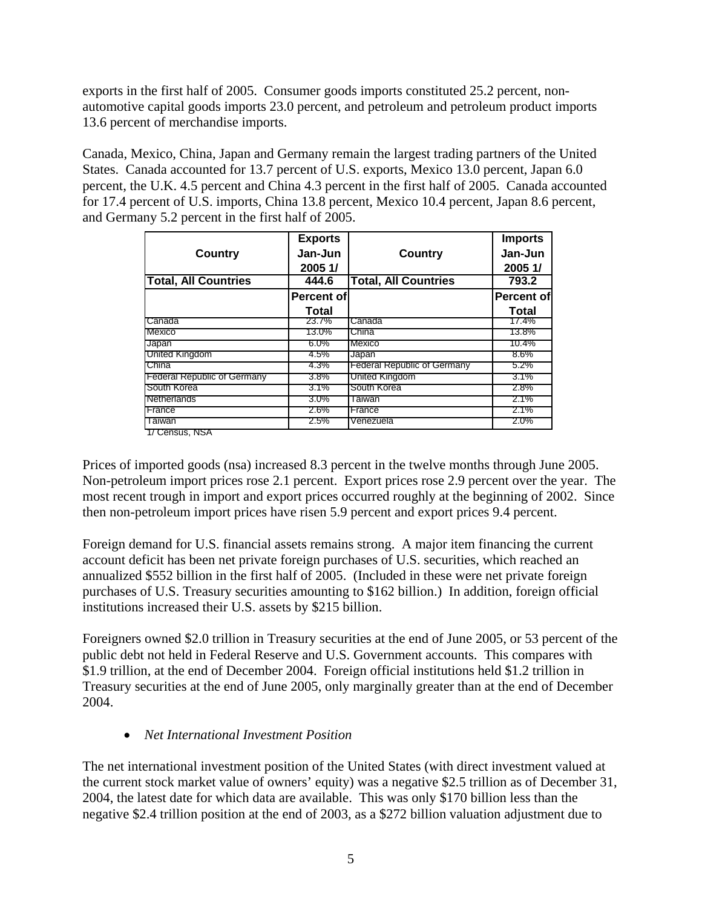exports in the first half of 2005. Consumer goods imports constituted 25.2 percent, non-automotive capital goods imports 23.0 percent, and petroleum and petroleum product imports 13.6 percent of merchandise imports.

Canada, Mexico, China, Japan and Germany remain the largest trading partners of the United States. Canada accounted for 13.7 percent of U.S. exports, Mexico 13.0 percent, Japan 6.0 percent, the U.K. 4.5 percent and China 4.3 percent in the first half of 2005. Canada accounted for 17.4 percent of U.S. imports, China 13.8 percent, Mexico 10.4 percent, Japan 8.6 percent, and Germany 5.2 percent in the first half of 2005.

| Country | Exports Jan-Jun 2005 1/ | Country | Imports Jan-Jun 2005 1/ |
|---|---|---|---|
| **Total, All Countries** | **444.6** | **Total, All Countries** | **793.2** |
| | **Percent of Total** | | **Percent of Total** |
| Canada | 23.7% | Canada | 17.4% |
| Mexico | 13.0% | China | 13.8% |
| Japan | 6.0% | Mexico | 10.4% |
| United Kingdom | 4.5% | Japan | 8.6% |
| China | 4.3% | Federal Republic of Germany | 5.2% |
| Federal Republic of Germany | 3.8% | United Kingdom | 3.1% |
| South Korea | 3.1% | South Korea | 2.8% |
| Netherlands | 3.0% | Taiwan | 2.1% |
| France | 2.6% | France | 2.1% |
| Taiwan | 2.5% | Venezuela | 2.0% |

1/ Census, NSA

Prices of imported goods (nsa) increased 8.3 percent in the twelve months through June 2005. Non-petroleum import prices rose 2.1 percent. Export prices rose 2.9 percent over the year. The most recent trough in import and export prices occurred roughly at the beginning of 2002. Since then non-petroleum import prices have risen 5.9 percent and export prices 9.4 percent.

Foreign demand for U.S. financial assets remains strong. A major item financing the current account deficit has been net private foreign purchases of U.S. securities, which reached an annualized $552 billion in the first half of 2005. (Included in these were net private foreign purchases of U.S. Treasury securities amounting to $162 billion.) In addition, foreign official institutions increased their U.S. assets by $215 billion.

Foreigners owned $2.0 trillion in Treasury securities at the end of June 2005, or 53 percent of the public debt not held in Federal Reserve and U.S. Government accounts. This compares with $1.9 trillion, at the end of December 2004. Foreign official institutions held $1.2 trillion in Treasury securities at the end of June 2005, only marginally greater than at the end of December 2004.

- *Net International Investment Position*

The net international investment position of the United States (with direct investment valued at the current stock market value of owners' equity) was a negative $2.5 trillion as of December 31, 2004, the latest date for which data are available. This was only $170 billion less than the negative $2.4 trillion position at the end of 2003, as a $272 billion valuation adjustment due to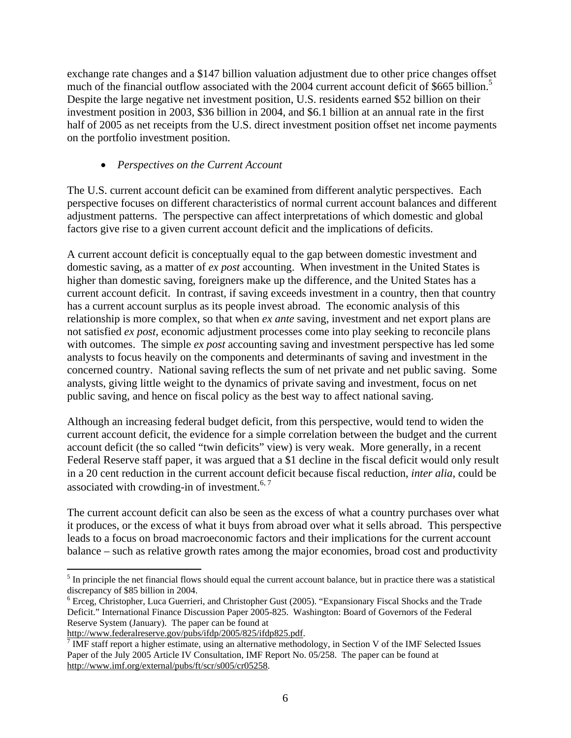exchange rate changes and a $147 billion valuation adjustment due to other price changes offset much of the financial outflow associated with the 2004 current account deficit of $665 billion.[5] Despite the large negative net investment position, U.S. residents earned $52 billion on their investment position in 2003, $36 billion in 2004, and $6.1 billion at an annual rate in the first half of 2005 as net receipts from the U.S. direct investment position offset net income payments on the portfolio investment position.

- *Perspectives on the Current Account*

The U.S. current account deficit can be examined from different analytic perspectives. Each perspective focuses on different characteristics of normal current account balances and different adjustment patterns. The perspective can affect interpretations of which domestic and global factors give rise to a given current account deficit and the implications of deficits.

A current account deficit is conceptually equal to the gap between domestic investment and domestic saving, as a matter of *ex post* accounting. When investment in the United States is higher than domestic saving, foreigners make up the difference, and the United States has a current account deficit. In contrast, if saving exceeds investment in a country, then that country has a current account surplus as its people invest abroad. The economic analysis of this relationship is more complex, so that when *ex ante* saving, investment and net export plans are not satisfied *ex post*, economic adjustment processes come into play seeking to reconcile plans with outcomes. The simple *ex post* accounting saving and investment perspective has led some analysts to focus heavily on the components and determinants of saving and investment in the concerned country. National saving reflects the sum of net private and net public saving. Some analysts, giving little weight to the dynamics of private saving and investment, focus on net public saving, and hence on fiscal policy as the best way to affect national saving.

Although an increasing federal budget deficit, from this perspective, would tend to widen the current account deficit, the evidence for a simple correlation between the budget and the current account deficit (the so called "twin deficits" view) is very weak. More generally, in a recent Federal Reserve staff paper, it was argued that a $1 decline in the fiscal deficit would only result in a 20 cent reduction in the current account deficit because fiscal reduction, *inter alia*, could be associated with crowding-in of investment.[6, 7]

The current account deficit can also be seen as the excess of what a country purchases over what it produces, or the excess of what it buys from abroad over what it sells abroad. This perspective leads to a focus on broad macroeconomic factors and their implications for the current account balance – such as relative growth rates among the major economies, broad cost and productivity

---

[5] In principle the net financial flows should equal the current account balance, but in practice there was a statistical discrepancy of $85 billion in 2004.

[6] Erceg, Christopher, Luca Guerrieri, and Christopher Gust (2005). "Expansionary Fiscal Shocks and the Trade Deficit." International Finance Discussion Paper 2005-825. Washington: Board of Governors of the Federal Reserve System (January). The paper can be found at http://www.federalreserve.gov/pubs/ifdp/2005/825/ifdp825.pdf.

[7] IMF staff report a higher estimate, using an alternative methodology, in Section V of the IMF Selected Issues Paper of the July 2005 Article IV Consultation, IMF Report No. 05/258. The paper can be found at http://www.imf.org/external/pubs/ft/scr/s005/cr05258.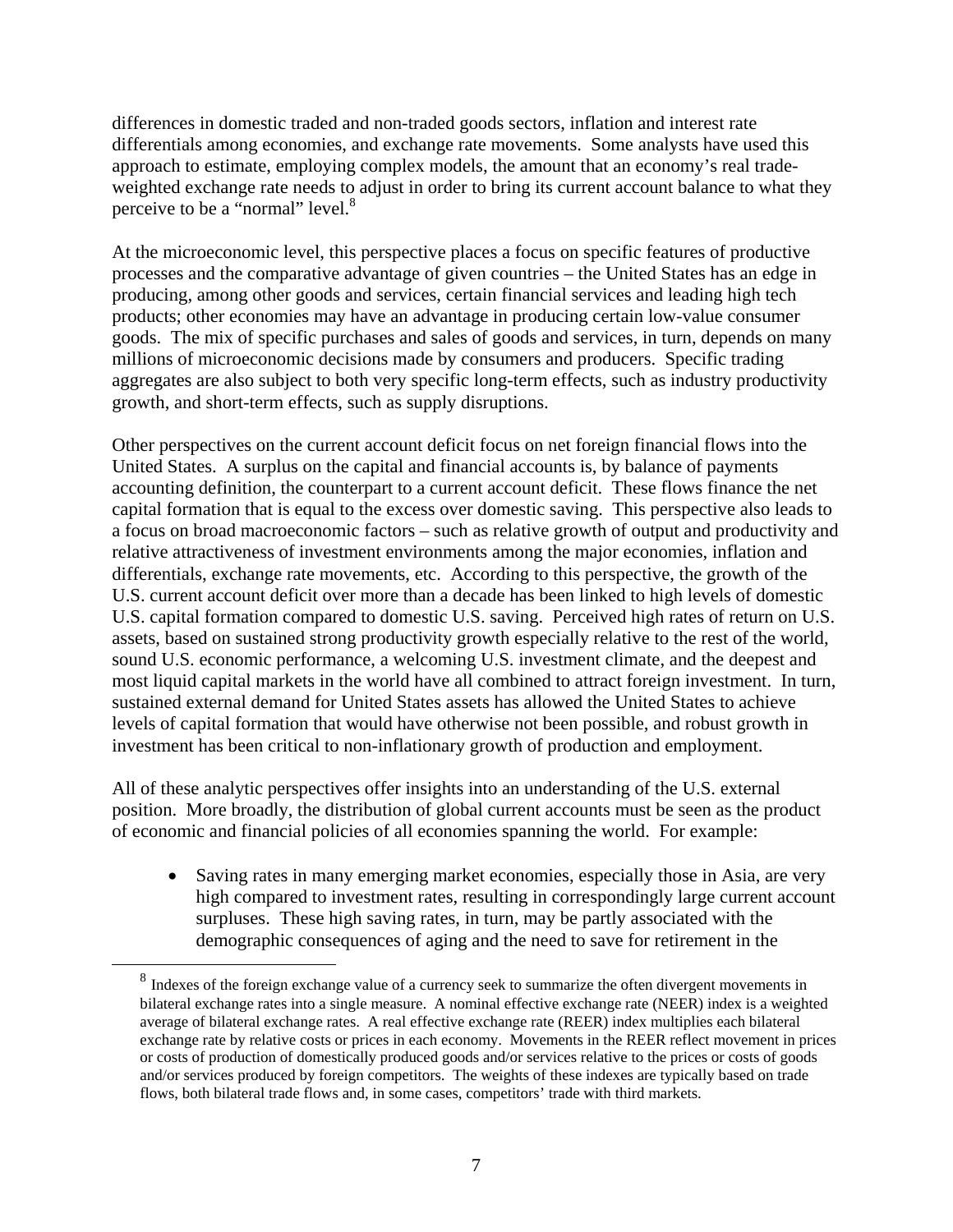differences in domestic traded and non-traded goods sectors, inflation and interest rate differentials among economies, and exchange rate movements. Some analysts have used this approach to estimate, employing complex models, the amount that an economy's real trade-weighted exchange rate needs to adjust in order to bring its current account balance to what they perceive to be a "normal" level.[8]

At the microeconomic level, this perspective places a focus on specific features of productive processes and the comparative advantage of given countries – the United States has an edge in producing, among other goods and services, certain financial services and leading high tech products; other economies may have an advantage in producing certain low-value consumer goods. The mix of specific purchases and sales of goods and services, in turn, depends on many millions of microeconomic decisions made by consumers and producers. Specific trading aggregates are also subject to both very specific long-term effects, such as industry productivity growth, and short-term effects, such as supply disruptions.

Other perspectives on the current account deficit focus on net foreign financial flows into the United States. A surplus on the capital and financial accounts is, by balance of payments accounting definition, the counterpart to a current account deficit. These flows finance the net capital formation that is equal to the excess over domestic saving. This perspective also leads to a focus on broad macroeconomic factors – such as relative growth of output and productivity and relative attractiveness of investment environments among the major economies, inflation and differentials, exchange rate movements, etc. According to this perspective, the growth of the U.S. current account deficit over more than a decade has been linked to high levels of domestic U.S. capital formation compared to domestic U.S. saving. Perceived high rates of return on U.S. assets, based on sustained strong productivity growth especially relative to the rest of the world, sound U.S. economic performance, a welcoming U.S. investment climate, and the deepest and most liquid capital markets in the world have all combined to attract foreign investment. In turn, sustained external demand for United States assets has allowed the United States to achieve levels of capital formation that would have otherwise not been possible, and robust growth in investment has been critical to non-inflationary growth of production and employment.

All of these analytic perspectives offer insights into an understanding of the U.S. external position. More broadly, the distribution of global current accounts must be seen as the product of economic and financial policies of all economies spanning the world. For example:

- Saving rates in many emerging market economies, especially those in Asia, are very high compared to investment rates, resulting in correspondingly large current account surpluses. These high saving rates, in turn, may be partly associated with the demographic consequences of aging and the need to save for retirement in the

[8] Indexes of the foreign exchange value of a currency seek to summarize the often divergent movements in bilateral exchange rates into a single measure. A nominal effective exchange rate (NEER) index is a weighted average of bilateral exchange rates. A real effective exchange rate (REER) index multiplies each bilateral exchange rate by relative costs or prices in each economy. Movements in the REER reflect movement in prices or costs of production of domestically produced goods and/or services relative to the prices or costs of goods and/or services produced by foreign competitors. The weights of these indexes are typically based on trade flows, both bilateral trade flows and, in some cases, competitors' trade with third markets.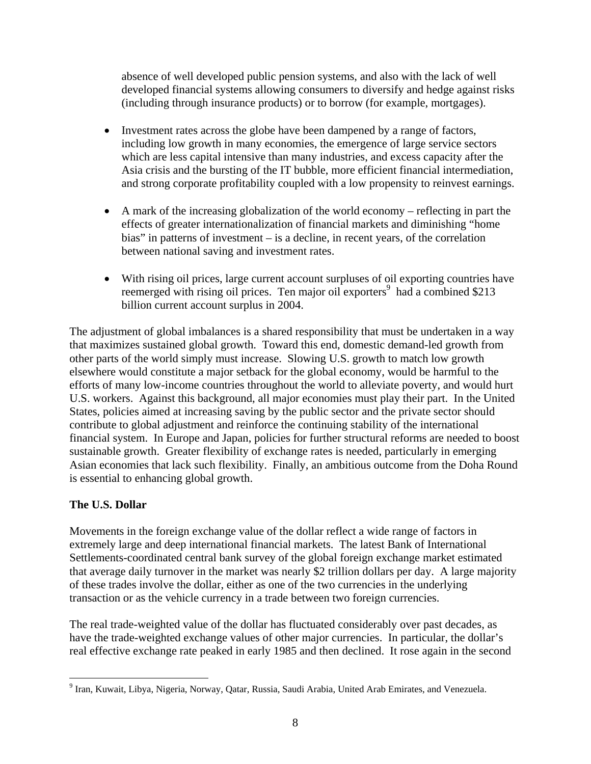absence of well developed public pension systems, and also with the lack of well developed financial systems allowing consumers to diversify and hedge against risks (including through insurance products) or to borrow (for example, mortgages).

- Investment rates across the globe have been dampened by a range of factors, including low growth in many economies, the emergence of large service sectors which are less capital intensive than many industries, and excess capacity after the Asia crisis and the bursting of the IT bubble, more efficient financial intermediation, and strong corporate profitability coupled with a low propensity to reinvest earnings.

- A mark of the increasing globalization of the world economy – reflecting in part the effects of greater internationalization of financial markets and diminishing "home bias" in patterns of investment – is a decline, in recent years, of the correlation between national saving and investment rates.

- With rising oil prices, large current account surpluses of oil exporting countries have reemerged with rising oil prices. Ten major oil exporters[9] had a combined $213 billion current account surplus in 2004.

The adjustment of global imbalances is a shared responsibility that must be undertaken in a way that maximizes sustained global growth. Toward this end, domestic demand-led growth from other parts of the world simply must increase. Slowing U.S. growth to match low growth elsewhere would constitute a major setback for the global economy, would be harmful to the efforts of many low-income countries throughout the world to alleviate poverty, and would hurt U.S. workers. Against this background, all major economies must play their part. In the United States, policies aimed at increasing saving by the public sector and the private sector should contribute to global adjustment and reinforce the continuing stability of the international financial system. In Europe and Japan, policies for further structural reforms are needed to boost sustainable growth. Greater flexibility of exchange rates is needed, particularly in emerging Asian economies that lack such flexibility. Finally, an ambitious outcome from the Doha Round is essential to enhancing global growth.

**The U.S. Dollar**

Movements in the foreign exchange value of the dollar reflect a wide range of factors in extremely large and deep international financial markets. The latest Bank of International Settlements-coordinated central bank survey of the global foreign exchange market estimated that average daily turnover in the market was nearly $2 trillion dollars per day. A large majority of these trades involve the dollar, either as one of the two currencies in the underlying transaction or as the vehicle currency in a trade between two foreign currencies.

The real trade-weighted value of the dollar has fluctuated considerably over past decades, as have the trade-weighted exchange values of other major currencies. In particular, the dollar's real effective exchange rate peaked in early 1985 and then declined. It rose again in the second

[9] Iran, Kuwait, Libya, Nigeria, Norway, Qatar, Russia, Saudi Arabia, United Arab Emirates, and Venezuela.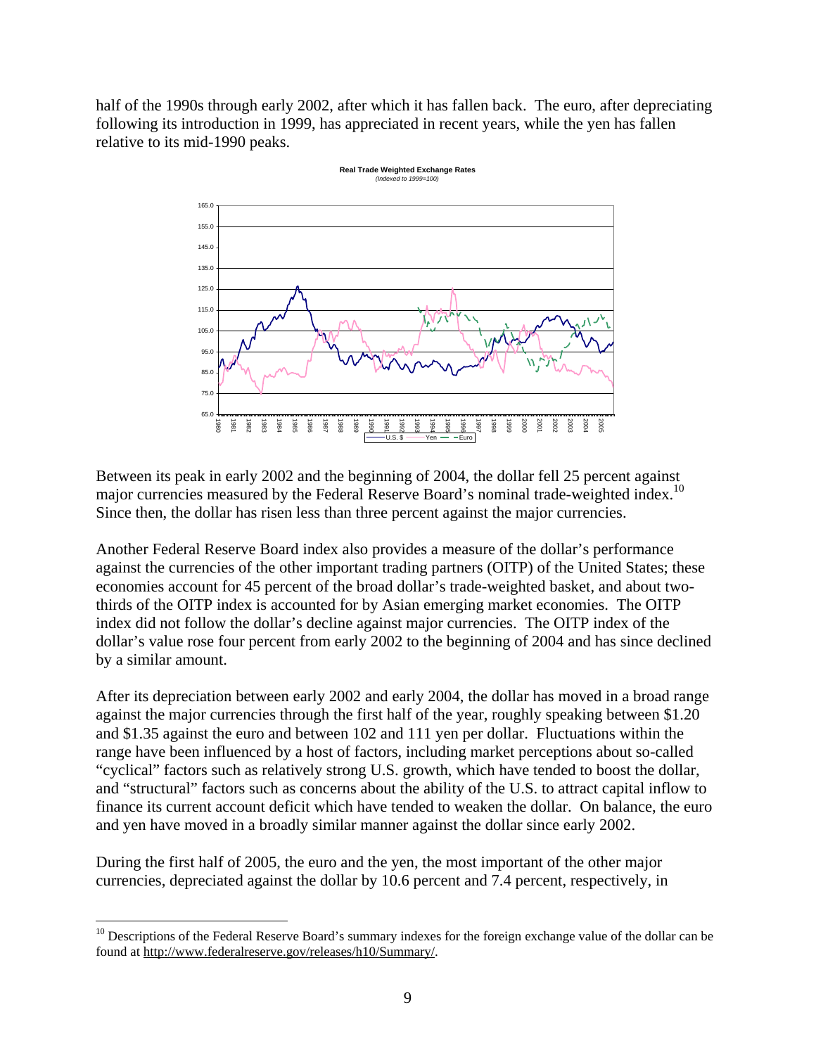half of the 1990s through early 2002, after which it has fallen back. The euro, after depreciating following its introduction in 1999, has appreciated in recent years, while the yen has fallen relative to its mid-1990 peaks.

**Real Trade Weighted Exchange Rates**
*(Indexed to 1999=100)*

Between its peak in early 2002 and the beginning of 2004, the dollar fell 25 percent against major currencies measured by the Federal Reserve Board's nominal trade-weighted index.[10] Since then, the dollar has risen less than three percent against the major currencies.

Another Federal Reserve Board index also provides a measure of the dollar's performance against the currencies of the other important trading partners (OITP) of the United States; these economies account for 45 percent of the broad dollar's trade-weighted basket, and about two-thirds of the OITP index is accounted for by Asian emerging market economies. The OITP index did not follow the dollar's decline against major currencies. The OITP index of the dollar's value rose four percent from early 2002 to the beginning of 2004 and has since declined by a similar amount.

After its depreciation between early 2002 and early 2004, the dollar has moved in a broad range against the major currencies through the first half of the year, roughly speaking between $1.20 and $1.35 against the euro and between 102 and 111 yen per dollar. Fluctuations within the range have been influenced by a host of factors, including market perceptions about so-called "cyclical" factors such as relatively strong U.S. growth, which have tended to boost the dollar, and "structural" factors such as concerns about the ability of the U.S. to attract capital inflow to finance its current account deficit which have tended to weaken the dollar. On balance, the euro and yen have moved in a broadly similar manner against the dollar since early 2002.

During the first half of 2005, the euro and the yen, the most important of the other major currencies, depreciated against the dollar by 10.6 percent and 7.4 percent, respectively, in

---

[10] Descriptions of the Federal Reserve Board's summary indexes for the foreign exchange value of the dollar can be found at http://www.federalreserve.gov/releases/h10/Summary/.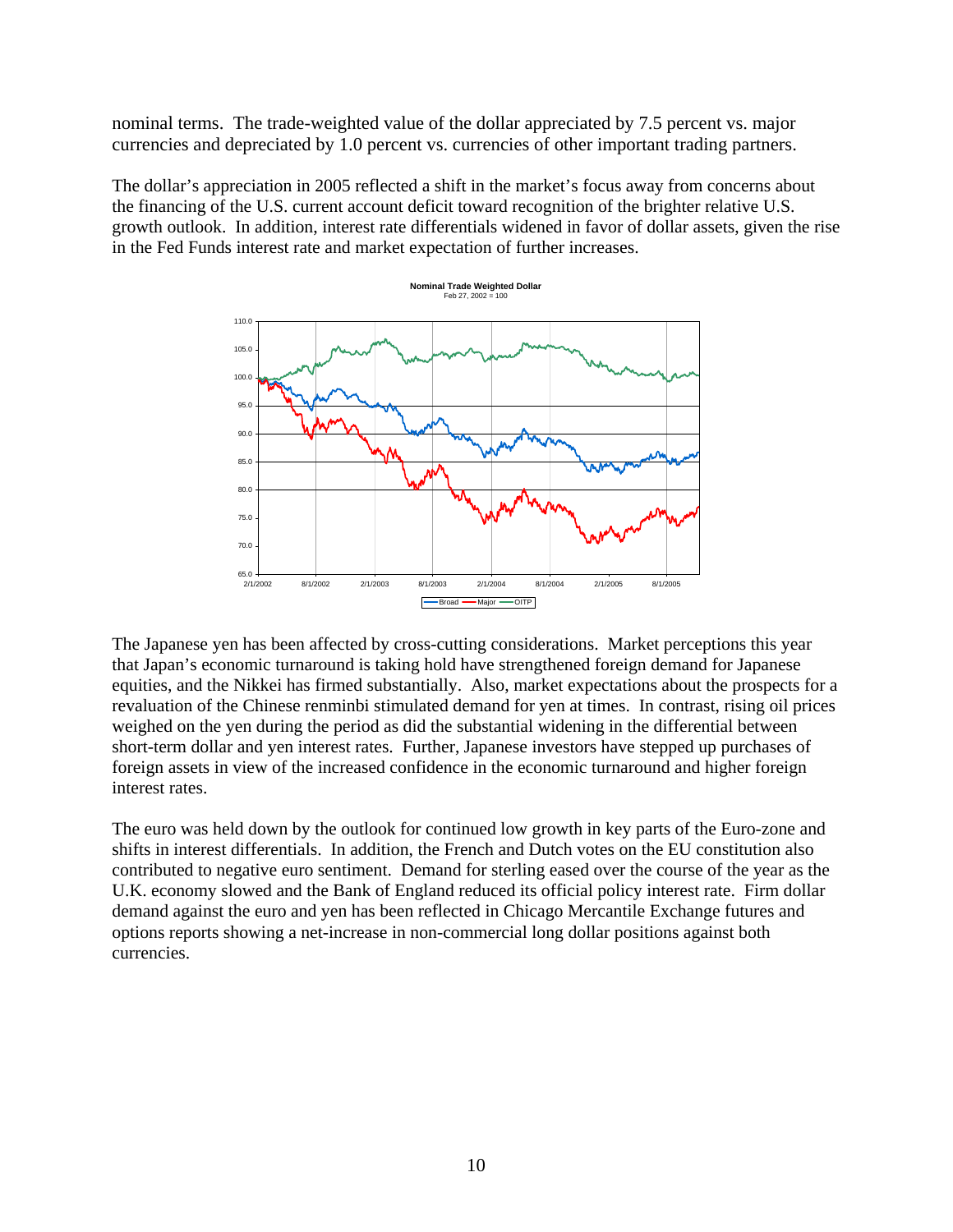nominal terms. The trade-weighted value of the dollar appreciated by 7.5 percent vs. major currencies and depreciated by 1.0 percent vs. currencies of other important trading partners.

The dollar's appreciation in 2005 reflected a shift in the market's focus away from concerns about the financing of the U.S. current account deficit toward recognition of the brighter relative U.S. growth outlook. In addition, interest rate differentials widened in favor of dollar assets, given the rise in the Fed Funds interest rate and market expectation of further increases.

**Nominal Trade Weighted Dollar**
Feb 27, 2002 = 100

The Japanese yen has been affected by cross-cutting considerations. Market perceptions this year that Japan's economic turnaround is taking hold have strengthened foreign demand for Japanese equities, and the Nikkei has firmed substantially. Also, market expectations about the prospects for a revaluation of the Chinese renminbi stimulated demand for yen at times. In contrast, rising oil prices weighed on the yen during the period as did the substantial widening in the differential between short-term dollar and yen interest rates. Further, Japanese investors have stepped up purchases of foreign assets in view of the increased confidence in the economic turnaround and higher foreign interest rates.

The euro was held down by the outlook for continued low growth in key parts of the Euro-zone and shifts in interest differentials. In addition, the French and Dutch votes on the EU constitution also contributed to negative euro sentiment. Demand for sterling eased over the course of the year as the U.K. economy slowed and the Bank of England reduced its official policy interest rate. Firm dollar demand against the euro and yen has been reflected in Chicago Mercantile Exchange futures and options reports showing a net-increase in non-commercial long dollar positions against both currencies.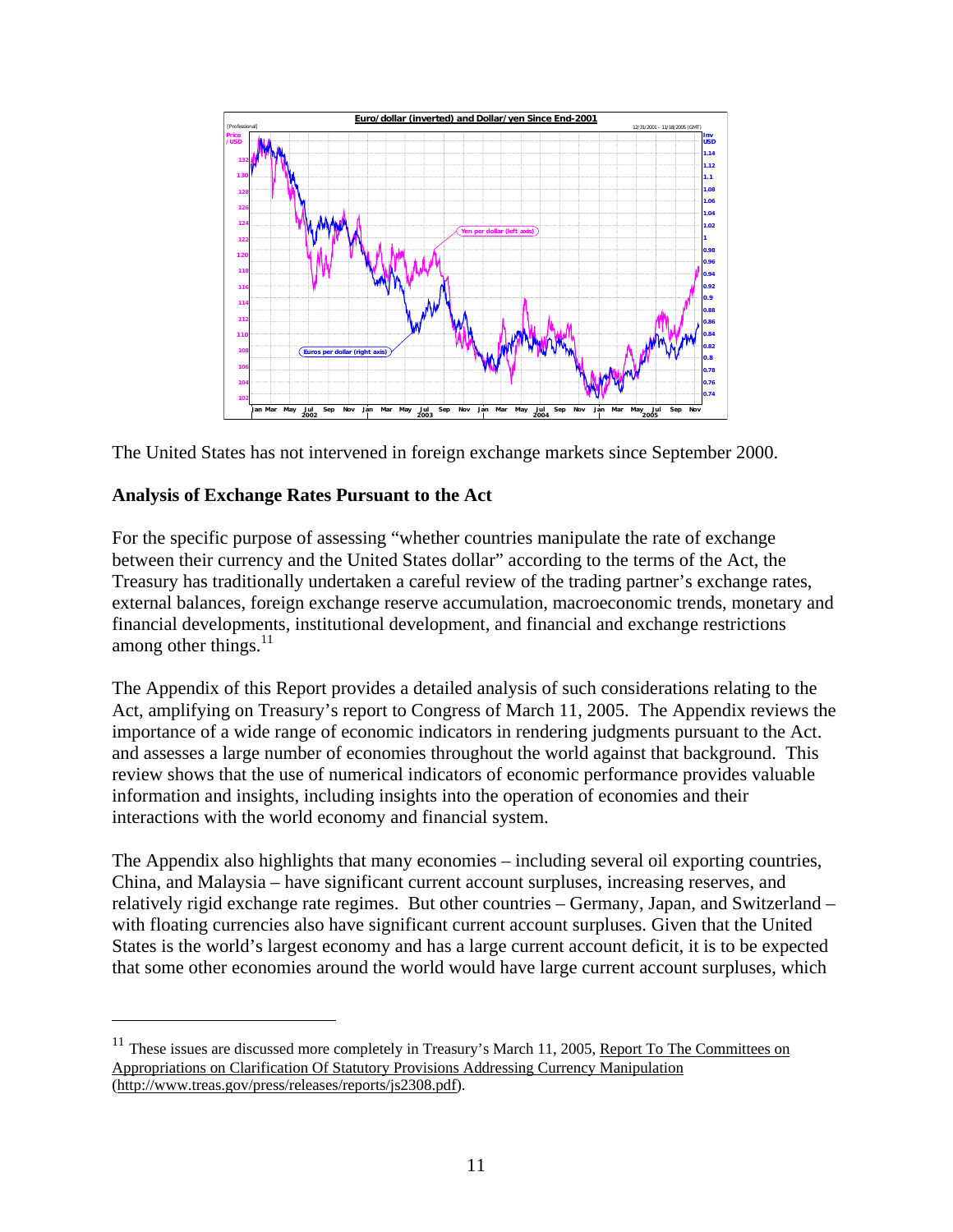Euro/dollar (inverted) and Dollar/yen Since End-2001

The United States has not intervened in foreign exchange markets since September 2000.

**Analysis of Exchange Rates Pursuant to the Act**

For the specific purpose of assessing "whether countries manipulate the rate of exchange between their currency and the United States dollar" according to the terms of the Act, the Treasury has traditionally undertaken a careful review of the trading partner's exchange rates, external balances, foreign exchange reserve accumulation, macroeconomic trends, monetary and financial developments, institutional development, and financial and exchange restrictions among other things.[11]

The Appendix of this Report provides a detailed analysis of such considerations relating to the Act, amplifying on Treasury's report to Congress of March 11, 2005. The Appendix reviews the importance of a wide range of economic indicators in rendering judgments pursuant to the Act. and assesses a large number of economies throughout the world against that background. This review shows that the use of numerical indicators of economic performance provides valuable information and insights, including insights into the operation of economies and their interactions with the world economy and financial system.

The Appendix also highlights that many economies – including several oil exporting countries, China, and Malaysia – have significant current account surpluses, increasing reserves, and relatively rigid exchange rate regimes. But other countries – Germany, Japan, and Switzerland – with floating currencies also have significant current account surpluses. Given that the United States is the world's largest economy and has a large current account deficit, it is to be expected that some other economies around the world would have large current account surpluses, which

[11] These issues are discussed more completely in Treasury's March 11, 2005, Report To The Committees on Appropriations on Clarification Of Statutory Provisions Addressing Currency Manipulation (http://www.treas.gov/press/releases/reports/js2308.pdf).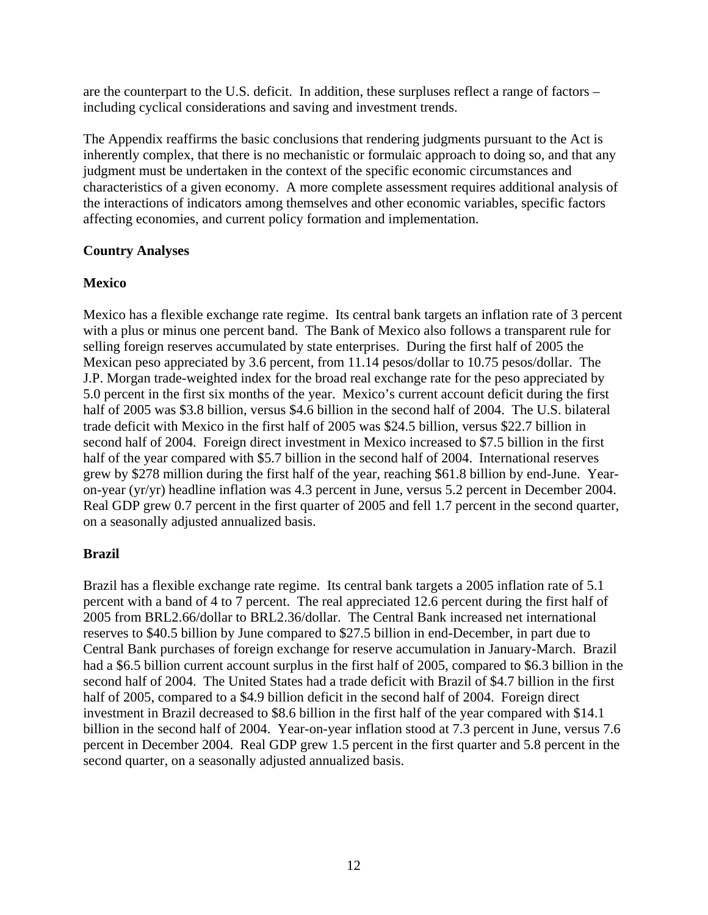are the counterpart to the U.S. deficit. In addition, these surpluses reflect a range of factors – including cyclical considerations and saving and investment trends.

The Appendix reaffirms the basic conclusions that rendering judgments pursuant to the Act is inherently complex, that there is no mechanistic or formulaic approach to doing so, and that any judgment must be undertaken in the context of the specific economic circumstances and characteristics of a given economy. A more complete assessment requires additional analysis of the interactions of indicators among themselves and other economic variables, specific factors affecting economies, and current policy formation and implementation.

## Country Analyses

### Mexico

Mexico has a flexible exchange rate regime. Its central bank targets an inflation rate of 3 percent with a plus or minus one percent band. The Bank of Mexico also follows a transparent rule for selling foreign reserves accumulated by state enterprises. During the first half of 2005 the Mexican peso appreciated by 3.6 percent, from 11.14 pesos/dollar to 10.75 pesos/dollar. The J.P. Morgan trade-weighted index for the broad real exchange rate for the peso appreciated by 5.0 percent in the first six months of the year. Mexico's current account deficit during the first half of 2005 was $3.8 billion, versus $4.6 billion in the second half of 2004. The U.S. bilateral trade deficit with Mexico in the first half of 2005 was $24.5 billion, versus $22.7 billion in second half of 2004. Foreign direct investment in Mexico increased to $7.5 billion in the first half of the year compared with $5.7 billion in the second half of 2004. International reserves grew by $278 million during the first half of the year, reaching $61.8 billion by end-June. Year-on-year (yr/yr) headline inflation was 4.3 percent in June, versus 5.2 percent in December 2004. Real GDP grew 0.7 percent in the first quarter of 2005 and fell 1.7 percent in the second quarter, on a seasonally adjusted annualized basis.

### Brazil

Brazil has a flexible exchange rate regime. Its central bank targets a 2005 inflation rate of 5.1 percent with a band of 4 to 7 percent. The real appreciated 12.6 percent during the first half of 2005 from BRL2.66/dollar to BRL2.36/dollar. The Central Bank increased net international reserves to $40.5 billion by June compared to $27.5 billion in end-December, in part due to Central Bank purchases of foreign exchange for reserve accumulation in January-March. Brazil had a $6.5 billion current account surplus in the first half of 2005, compared to $6.3 billion in the second half of 2004. The United States had a trade deficit with Brazil of $4.7 billion in the first half of 2005, compared to a $4.9 billion deficit in the second half of 2004. Foreign direct investment in Brazil decreased to $8.6 billion in the first half of the year compared with $14.1 billion in the second half of 2004. Year-on-year inflation stood at 7.3 percent in June, versus 7.6 percent in December 2004. Real GDP grew 1.5 percent in the first quarter and 5.8 percent in the second quarter, on a seasonally adjusted annualized basis.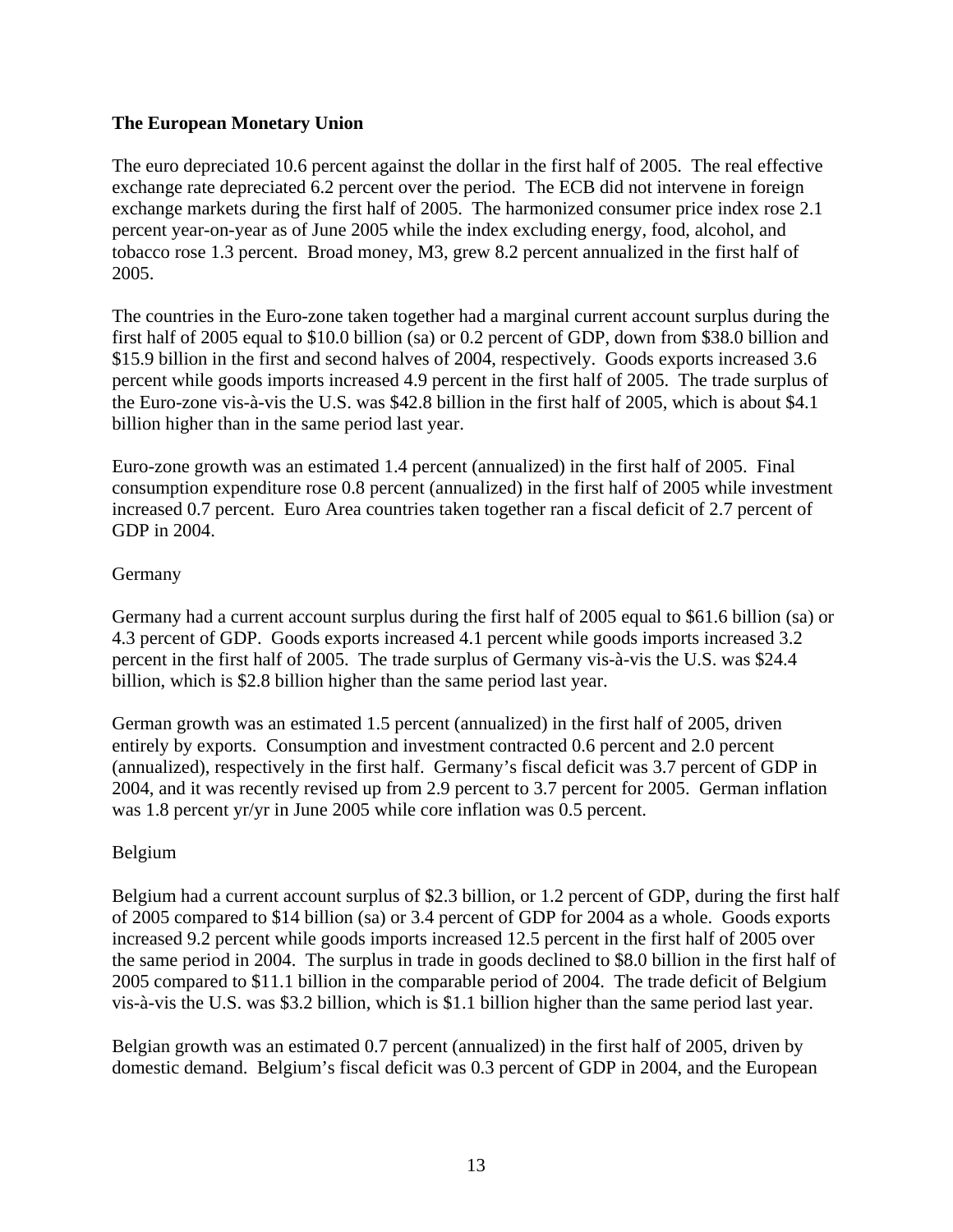## The European Monetary Union

The euro depreciated 10.6 percent against the dollar in the first half of 2005. The real effective exchange rate depreciated 6.2 percent over the period. The ECB did not intervene in foreign exchange markets during the first half of 2005. The harmonized consumer price index rose 2.1 percent year-on-year as of June 2005 while the index excluding energy, food, alcohol, and tobacco rose 1.3 percent. Broad money, M3, grew 8.2 percent annualized in the first half of 2005.

The countries in the Euro-zone taken together had a marginal current account surplus during the first half of 2005 equal to $10.0 billion (sa) or 0.2 percent of GDP, down from $38.0 billion and $15.9 billion in the first and second halves of 2004, respectively. Goods exports increased 3.6 percent while goods imports increased 4.9 percent in the first half of 2005. The trade surplus of the Euro-zone vis-à-vis the U.S. was $42.8 billion in the first half of 2005, which is about $4.1 billion higher than in the same period last year.

Euro-zone growth was an estimated 1.4 percent (annualized) in the first half of 2005. Final consumption expenditure rose 0.8 percent (annualized) in the first half of 2005 while investment increased 0.7 percent. Euro Area countries taken together ran a fiscal deficit of 2.7 percent of GDP in 2004.

### Germany

Germany had a current account surplus during the first half of 2005 equal to $61.6 billion (sa) or 4.3 percent of GDP. Goods exports increased 4.1 percent while goods imports increased 3.2 percent in the first half of 2005. The trade surplus of Germany vis-à-vis the U.S. was $24.4 billion, which is $2.8 billion higher than the same period last year.

German growth was an estimated 1.5 percent (annualized) in the first half of 2005, driven entirely by exports. Consumption and investment contracted 0.6 percent and 2.0 percent (annualized), respectively in the first half. Germany's fiscal deficit was 3.7 percent of GDP in 2004, and it was recently revised up from 2.9 percent to 3.7 percent for 2005. German inflation was 1.8 percent yr/yr in June 2005 while core inflation was 0.5 percent.

### Belgium

Belgium had a current account surplus of $2.3 billion, or 1.2 percent of GDP, during the first half of 2005 compared to $14 billion (sa) or 3.4 percent of GDP for 2004 as a whole. Goods exports increased 9.2 percent while goods imports increased 12.5 percent in the first half of 2005 over the same period in 2004. The surplus in trade in goods declined to $8.0 billion in the first half of 2005 compared to $11.1 billion in the comparable period of 2004. The trade deficit of Belgium vis-à-vis the U.S. was $3.2 billion, which is $1.1 billion higher than the same period last year.

Belgian growth was an estimated 0.7 percent (annualized) in the first half of 2005, driven by domestic demand. Belgium's fiscal deficit was 0.3 percent of GDP in 2004, and the European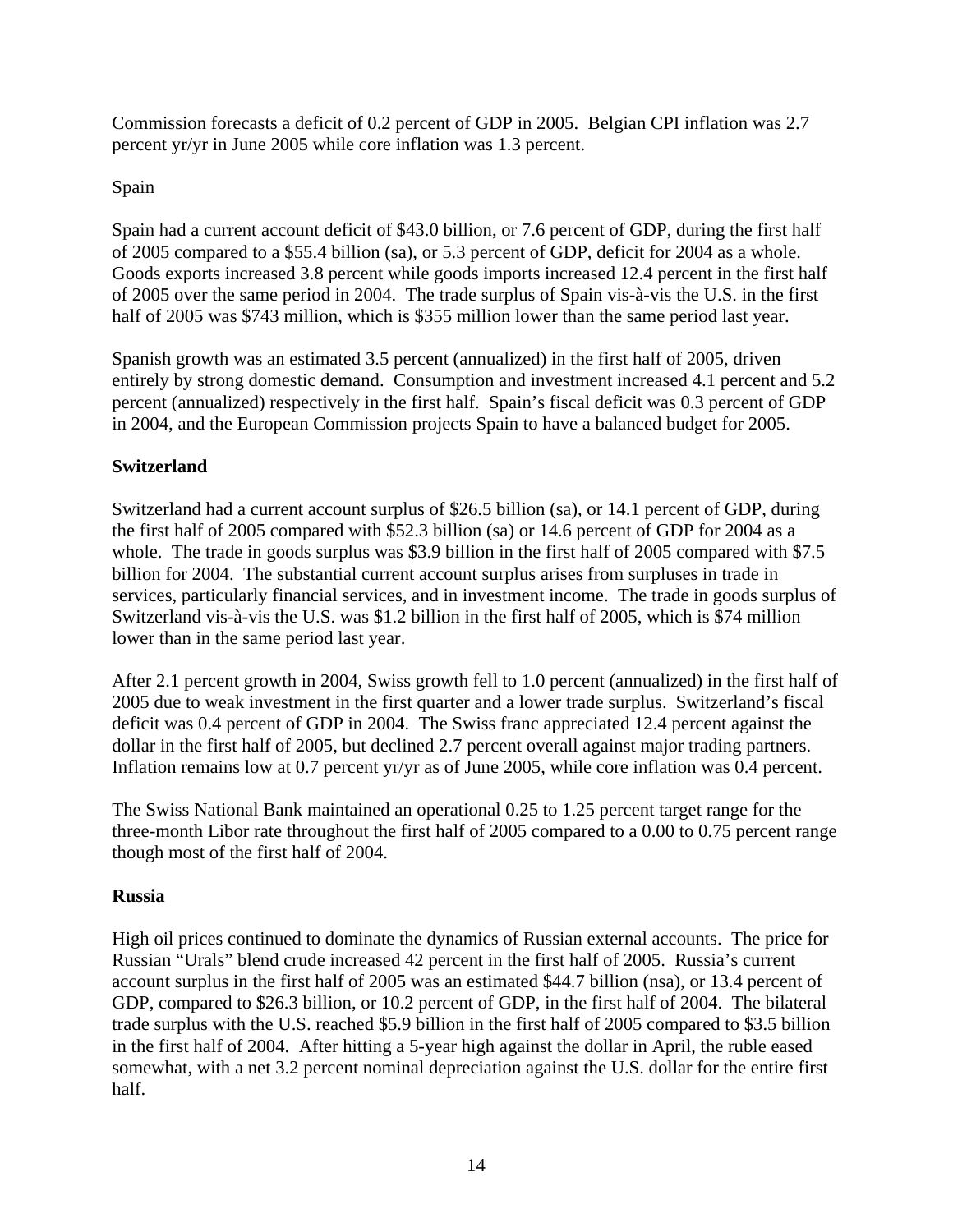Commission forecasts a deficit of 0.2 percent of GDP in 2005. Belgian CPI inflation was 2.7 percent yr/yr in June 2005 while core inflation was 1.3 percent.

Spain

Spain had a current account deficit of $43.0 billion, or 7.6 percent of GDP, during the first half of 2005 compared to a $55.4 billion (sa), or 5.3 percent of GDP, deficit for 2004 as a whole. Goods exports increased 3.8 percent while goods imports increased 12.4 percent in the first half of 2005 over the same period in 2004. The trade surplus of Spain vis-à-vis the U.S. in the first half of 2005 was $743 million, which is $355 million lower than the same period last year.

Spanish growth was an estimated 3.5 percent (annualized) in the first half of 2005, driven entirely by strong domestic demand. Consumption and investment increased 4.1 percent and 5.2 percent (annualized) respectively in the first half. Spain's fiscal deficit was 0.3 percent of GDP in 2004, and the European Commission projects Spain to have a balanced budget for 2005.

**Switzerland**

Switzerland had a current account surplus of $26.5 billion (sa), or 14.1 percent of GDP, during the first half of 2005 compared with $52.3 billion (sa) or 14.6 percent of GDP for 2004 as a whole. The trade in goods surplus was $3.9 billion in the first half of 2005 compared with $7.5 billion for 2004. The substantial current account surplus arises from surpluses in trade in services, particularly financial services, and in investment income. The trade in goods surplus of Switzerland vis-à-vis the U.S. was $1.2 billion in the first half of 2005, which is $74 million lower than in the same period last year.

After 2.1 percent growth in 2004, Swiss growth fell to 1.0 percent (annualized) in the first half of 2005 due to weak investment in the first quarter and a lower trade surplus. Switzerland's fiscal deficit was 0.4 percent of GDP in 2004. The Swiss franc appreciated 12.4 percent against the dollar in the first half of 2005, but declined 2.7 percent overall against major trading partners. Inflation remains low at 0.7 percent yr/yr as of June 2005, while core inflation was 0.4 percent.

The Swiss National Bank maintained an operational 0.25 to 1.25 percent target range for the three-month Libor rate throughout the first half of 2005 compared to a 0.00 to 0.75 percent range though most of the first half of 2004.

**Russia**

High oil prices continued to dominate the dynamics of Russian external accounts. The price for Russian "Urals" blend crude increased 42 percent in the first half of 2005. Russia's current account surplus in the first half of 2005 was an estimated $44.7 billion (nsa), or 13.4 percent of GDP, compared to $26.3 billion, or 10.2 percent of GDP, in the first half of 2004. The bilateral trade surplus with the U.S. reached $5.9 billion in the first half of 2005 compared to $3.5 billion in the first half of 2004. After hitting a 5-year high against the dollar in April, the ruble eased somewhat, with a net 3.2 percent nominal depreciation against the U.S. dollar for the entire first half.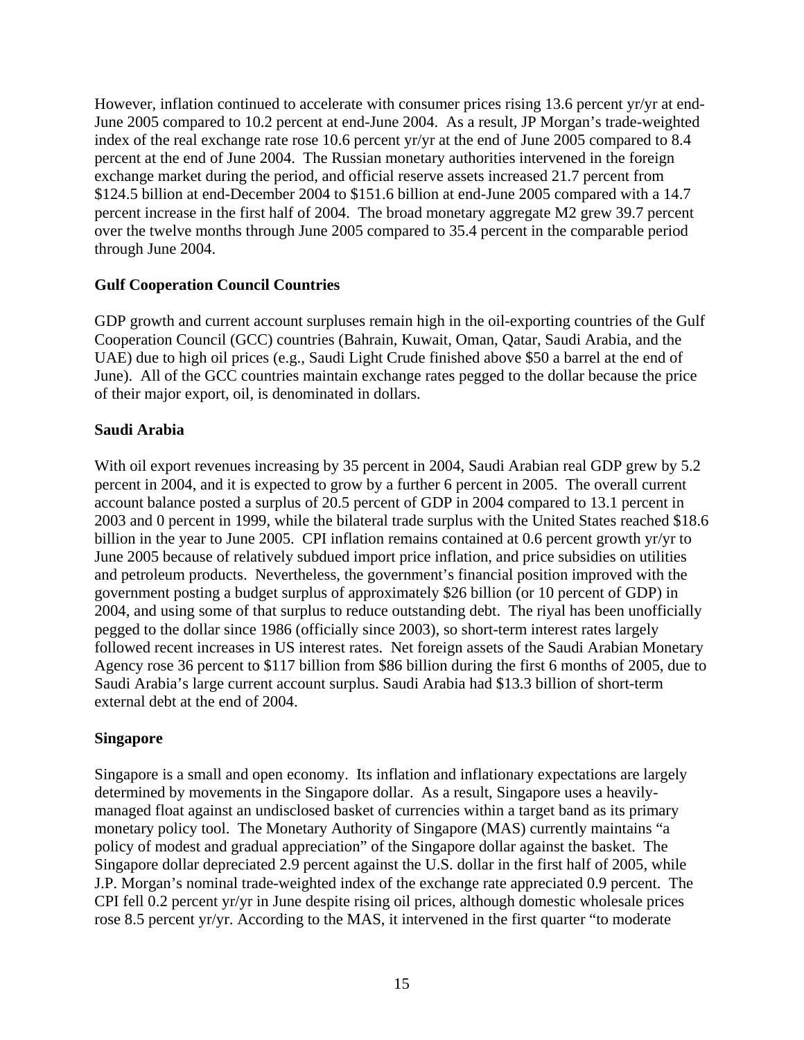However, inflation continued to accelerate with consumer prices rising 13.6 percent yr/yr at end-June 2005 compared to 10.2 percent at end-June 2004. As a result, JP Morgan's trade-weighted index of the real exchange rate rose 10.6 percent yr/yr at the end of June 2005 compared to 8.4 percent at the end of June 2004. The Russian monetary authorities intervened in the foreign exchange market during the period, and official reserve assets increased 21.7 percent from $124.5 billion at end-December 2004 to $151.6 billion at end-June 2005 compared with a 14.7 percent increase in the first half of 2004. The broad monetary aggregate M2 grew 39.7 percent over the twelve months through June 2005 compared to 35.4 percent in the comparable period through June 2004.

**Gulf Cooperation Council Countries**

GDP growth and current account surpluses remain high in the oil-exporting countries of the Gulf Cooperation Council (GCC) countries (Bahrain, Kuwait, Oman, Qatar, Saudi Arabia, and the UAE) due to high oil prices (e.g., Saudi Light Crude finished above $50 a barrel at the end of June). All of the GCC countries maintain exchange rates pegged to the dollar because the price of their major export, oil, is denominated in dollars.

**Saudi Arabia**

With oil export revenues increasing by 35 percent in 2004, Saudi Arabian real GDP grew by 5.2 percent in 2004, and it is expected to grow by a further 6 percent in 2005. The overall current account balance posted a surplus of 20.5 percent of GDP in 2004 compared to 13.1 percent in 2003 and 0 percent in 1999, while the bilateral trade surplus with the United States reached $18.6 billion in the year to June 2005. CPI inflation remains contained at 0.6 percent growth yr/yr to June 2005 because of relatively subdued import price inflation, and price subsidies on utilities and petroleum products. Nevertheless, the government's financial position improved with the government posting a budget surplus of approximately $26 billion (or 10 percent of GDP) in 2004, and using some of that surplus to reduce outstanding debt. The riyal has been unofficially pegged to the dollar since 1986 (officially since 2003), so short-term interest rates largely followed recent increases in US interest rates. Net foreign assets of the Saudi Arabian Monetary Agency rose 36 percent to $117 billion from $86 billion during the first 6 months of 2005, due to Saudi Arabia's large current account surplus. Saudi Arabia had $13.3 billion of short-term external debt at the end of 2004.

**Singapore**

Singapore is a small and open economy. Its inflation and inflationary expectations are largely determined by movements in the Singapore dollar. As a result, Singapore uses a heavily-managed float against an undisclosed basket of currencies within a target band as its primary monetary policy tool. The Monetary Authority of Singapore (MAS) currently maintains "a policy of modest and gradual appreciation" of the Singapore dollar against the basket. The Singapore dollar depreciated 2.9 percent against the U.S. dollar in the first half of 2005, while J.P. Morgan's nominal trade-weighted index of the exchange rate appreciated 0.9 percent. The CPI fell 0.2 percent yr/yr in June despite rising oil prices, although domestic wholesale prices rose 8.5 percent yr/yr. According to the MAS, it intervened in the first quarter "to moderate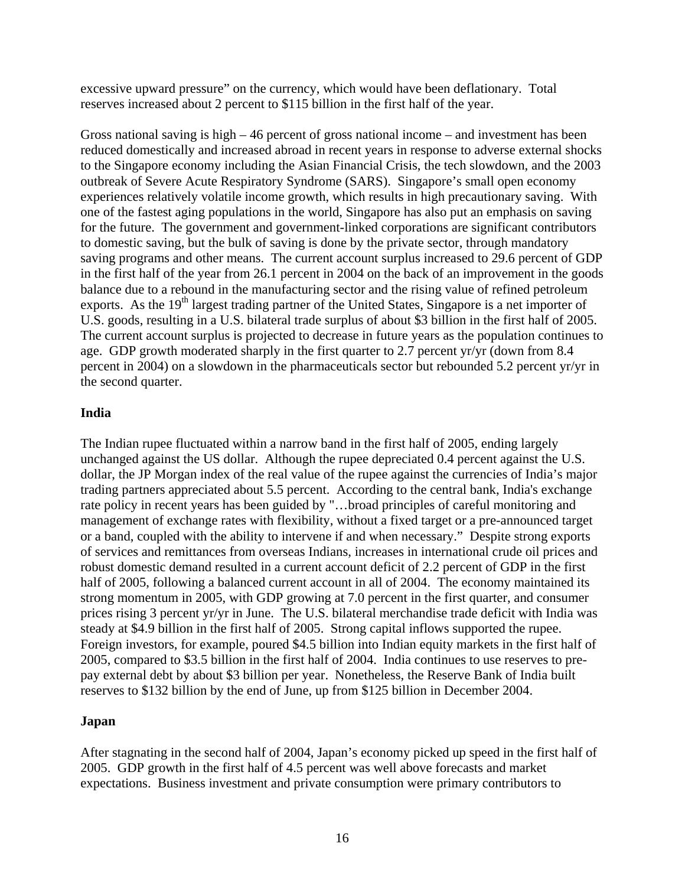excessive upward pressure" on the currency, which would have been deflationary. Total reserves increased about 2 percent to $115 billion in the first half of the year.

Gross national saving is high – 46 percent of gross national income – and investment has been reduced domestically and increased abroad in recent years in response to adverse external shocks to the Singapore economy including the Asian Financial Crisis, the tech slowdown, and the 2003 outbreak of Severe Acute Respiratory Syndrome (SARS). Singapore's small open economy experiences relatively volatile income growth, which results in high precautionary saving. With one of the fastest aging populations in the world, Singapore has also put an emphasis on saving for the future. The government and government-linked corporations are significant contributors to domestic saving, but the bulk of saving is done by the private sector, through mandatory saving programs and other means. The current account surplus increased to 29.6 percent of GDP in the first half of the year from 26.1 percent in 2004 on the back of an improvement in the goods balance due to a rebound in the manufacturing sector and the rising value of refined petroleum exports. As the 19th largest trading partner of the United States, Singapore is a net importer of U.S. goods, resulting in a U.S. bilateral trade surplus of about $3 billion in the first half of 2005. The current account surplus is projected to decrease in future years as the population continues to age. GDP growth moderated sharply in the first quarter to 2.7 percent yr/yr (down from 8.4 percent in 2004) on a slowdown in the pharmaceuticals sector but rebounded 5.2 percent yr/yr in the second quarter.

**India**

The Indian rupee fluctuated within a narrow band in the first half of 2005, ending largely unchanged against the US dollar. Although the rupee depreciated 0.4 percent against the U.S. dollar, the JP Morgan index of the real value of the rupee against the currencies of India's major trading partners appreciated about 5.5 percent. According to the central bank, India's exchange rate policy in recent years has been guided by "…broad principles of careful monitoring and management of exchange rates with flexibility, without a fixed target or a pre-announced target or a band, coupled with the ability to intervene if and when necessary." Despite strong exports of services and remittances from overseas Indians, increases in international crude oil prices and robust domestic demand resulted in a current account deficit of 2.2 percent of GDP in the first half of 2005, following a balanced current account in all of 2004. The economy maintained its strong momentum in 2005, with GDP growing at 7.0 percent in the first quarter, and consumer prices rising 3 percent yr/yr in June. The U.S. bilateral merchandise trade deficit with India was steady at $4.9 billion in the first half of 2005. Strong capital inflows supported the rupee. Foreign investors, for example, poured $4.5 billion into Indian equity markets in the first half of 2005, compared to $3.5 billion in the first half of 2004. India continues to use reserves to pre-pay external debt by about $3 billion per year. Nonetheless, the Reserve Bank of India built reserves to $132 billion by the end of June, up from $125 billion in December 2004.

**Japan**

After stagnating in the second half of 2004, Japan's economy picked up speed in the first half of 2005. GDP growth in the first half of 4.5 percent was well above forecasts and market expectations. Business investment and private consumption were primary contributors to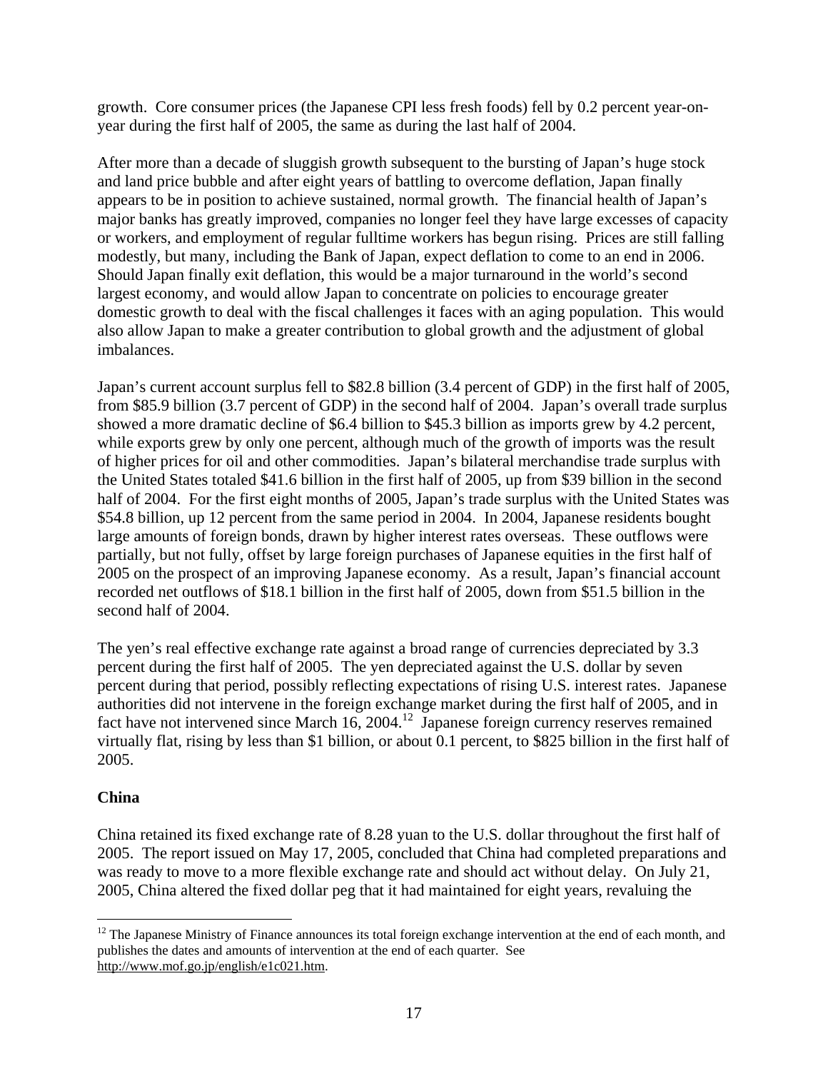growth. Core consumer prices (the Japanese CPI less fresh foods) fell by 0.2 percent year-on-year during the first half of 2005, the same as during the last half of 2004.

After more than a decade of sluggish growth subsequent to the bursting of Japan's huge stock and land price bubble and after eight years of battling to overcome deflation, Japan finally appears to be in position to achieve sustained, normal growth. The financial health of Japan's major banks has greatly improved, companies no longer feel they have large excesses of capacity or workers, and employment of regular fulltime workers has begun rising. Prices are still falling modestly, but many, including the Bank of Japan, expect deflation to come to an end in 2006. Should Japan finally exit deflation, this would be a major turnaround in the world's second largest economy, and would allow Japan to concentrate on policies to encourage greater domestic growth to deal with the fiscal challenges it faces with an aging population. This would also allow Japan to make a greater contribution to global growth and the adjustment of global imbalances.

Japan's current account surplus fell to $82.8 billion (3.4 percent of GDP) in the first half of 2005, from $85.9 billion (3.7 percent of GDP) in the second half of 2004. Japan's overall trade surplus showed a more dramatic decline of $6.4 billion to $45.3 billion as imports grew by 4.2 percent, while exports grew by only one percent, although much of the growth of imports was the result of higher prices for oil and other commodities. Japan's bilateral merchandise trade surplus with the United States totaled $41.6 billion in the first half of 2005, up from $39 billion in the second half of 2004. For the first eight months of 2005, Japan's trade surplus with the United States was $54.8 billion, up 12 percent from the same period in 2004. In 2004, Japanese residents bought large amounts of foreign bonds, drawn by higher interest rates overseas. These outflows were partially, but not fully, offset by large foreign purchases of Japanese equities in the first half of 2005 on the prospect of an improving Japanese economy. As a result, Japan's financial account recorded net outflows of $18.1 billion in the first half of 2005, down from $51.5 billion in the second half of 2004.

The yen's real effective exchange rate against a broad range of currencies depreciated by 3.3 percent during the first half of 2005. The yen depreciated against the U.S. dollar by seven percent during that period, possibly reflecting expectations of rising U.S. interest rates. Japanese authorities did not intervene in the foreign exchange market during the first half of 2005, and in fact have not intervened since March 16, 2004.[12] Japanese foreign currency reserves remained virtually flat, rising by less than $1 billion, or about 0.1 percent, to $825 billion in the first half of 2005.

**China**

China retained its fixed exchange rate of 8.28 yuan to the U.S. dollar throughout the first half of 2005. The report issued on May 17, 2005, concluded that China had completed preparations and was ready to move to a more flexible exchange rate and should act without delay. On July 21, 2005, China altered the fixed dollar peg that it had maintained for eight years, revaluing the

---

[12] The Japanese Ministry of Finance announces its total foreign exchange intervention at the end of each month, and publishes the dates and amounts of intervention at the end of each quarter. See http://www.mof.go.jp/english/e1c021.htm.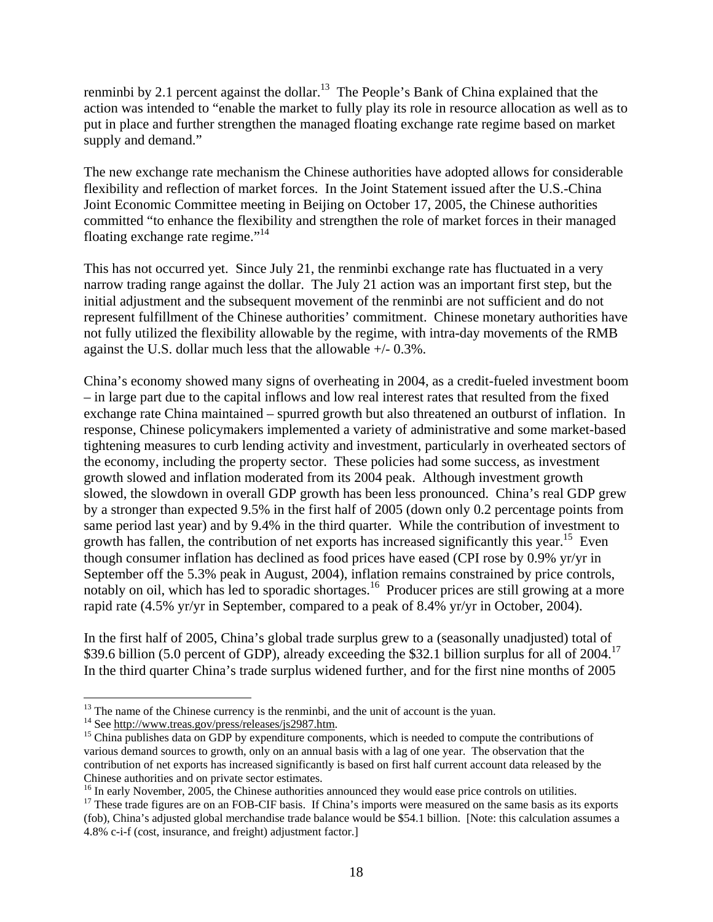renminbi by 2.1 percent against the dollar.[13] The People's Bank of China explained that the action was intended to "enable the market to fully play its role in resource allocation as well as to put in place and further strengthen the managed floating exchange rate regime based on market supply and demand."

The new exchange rate mechanism the Chinese authorities have adopted allows for considerable flexibility and reflection of market forces. In the Joint Statement issued after the U.S.-China Joint Economic Committee meeting in Beijing on October 17, 2005, the Chinese authorities committed "to enhance the flexibility and strengthen the role of market forces in their managed floating exchange rate regime."[14]

This has not occurred yet. Since July 21, the renminbi exchange rate has fluctuated in a very narrow trading range against the dollar. The July 21 action was an important first step, but the initial adjustment and the subsequent movement of the renminbi are not sufficient and do not represent fulfillment of the Chinese authorities' commitment. Chinese monetary authorities have not fully utilized the flexibility allowable by the regime, with intra-day movements of the RMB against the U.S. dollar much less that the allowable +/- 0.3%.

China's economy showed many signs of overheating in 2004, as a credit-fueled investment boom – in large part due to the capital inflows and low real interest rates that resulted from the fixed exchange rate China maintained – spurred growth but also threatened an outburst of inflation. In response, Chinese policymakers implemented a variety of administrative and some market-based tightening measures to curb lending activity and investment, particularly in overheated sectors of the economy, including the property sector. These policies had some success, as investment growth slowed and inflation moderated from its 2004 peak. Although investment growth slowed, the slowdown in overall GDP growth has been less pronounced. China's real GDP grew by a stronger than expected 9.5% in the first half of 2005 (down only 0.2 percentage points from same period last year) and by 9.4% in the third quarter. While the contribution of investment to growth has fallen, the contribution of net exports has increased significantly this year.[15] Even though consumer inflation has declined as food prices have eased (CPI rose by 0.9% yr/yr in September off the 5.3% peak in August, 2004), inflation remains constrained by price controls, notably on oil, which has led to sporadic shortages.[16] Producer prices are still growing at a more rapid rate (4.5% yr/yr in September, compared to a peak of 8.4% yr/yr in October, 2004).

In the first half of 2005, China's global trade surplus grew to a (seasonally unadjusted) total of $39.6 billion (5.0 percent of GDP), already exceeding the $32.1 billion surplus for all of 2004.[17] In the third quarter China's trade surplus widened further, and for the first nine months of 2005

---

[13] The name of the Chinese currency is the renminbi, and the unit of account is the yuan.

[14] See http://www.treas.gov/press/releases/js2987.htm.

[15] China publishes data on GDP by expenditure components, which is needed to compute the contributions of various demand sources to growth, only on an annual basis with a lag of one year. The observation that the contribution of net exports has increased significantly is based on first half current account data released by the Chinese authorities and on private sector estimates.

[16] In early November, 2005, the Chinese authorities announced they would ease price controls on utilities.

[17] These trade figures are on an FOB-CIF basis. If China's imports were measured on the same basis as its exports (fob), China's adjusted global merchandise trade balance would be $54.1 billion. [Note: this calculation assumes a 4.8% c-i-f (cost, insurance, and freight) adjustment factor.]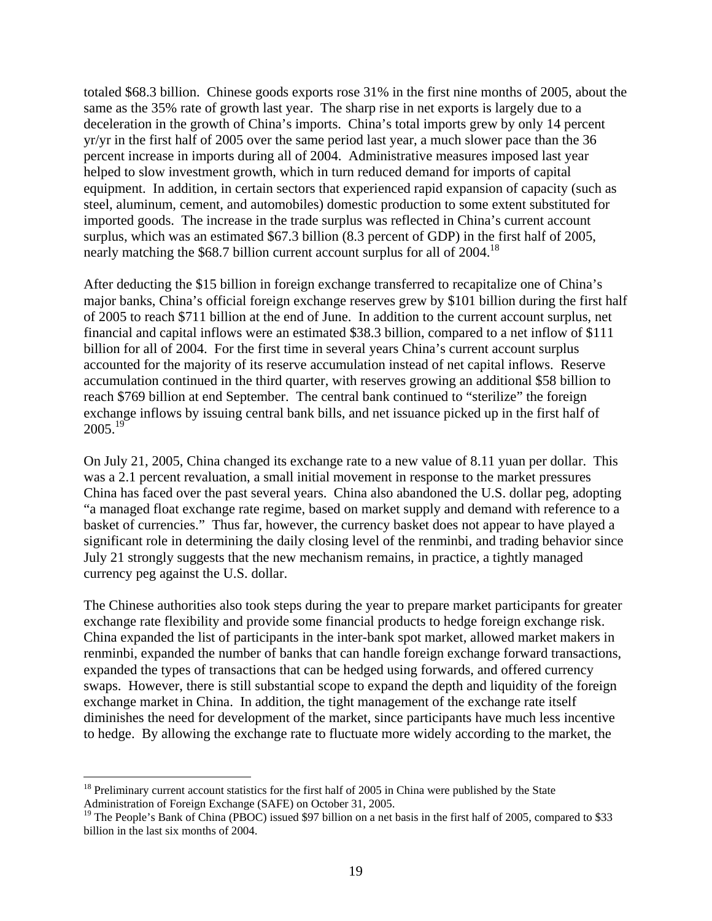totaled $68.3 billion. Chinese goods exports rose 31% in the first nine months of 2005, about the same as the 35% rate of growth last year. The sharp rise in net exports is largely due to a deceleration in the growth of China's imports. China's total imports grew by only 14 percent yr/yr in the first half of 2005 over the same period last year, a much slower pace than the 36 percent increase in imports during all of 2004. Administrative measures imposed last year helped to slow investment growth, which in turn reduced demand for imports of capital equipment. In addition, in certain sectors that experienced rapid expansion of capacity (such as steel, aluminum, cement, and automobiles) domestic production to some extent substituted for imported goods. The increase in the trade surplus was reflected in China's current account surplus, which was an estimated $67.3 billion (8.3 percent of GDP) in the first half of 2005, nearly matching the $68.7 billion current account surplus for all of 2004.[18]

After deducting the $15 billion in foreign exchange transferred to recapitalize one of China's major banks, China's official foreign exchange reserves grew by $101 billion during the first half of 2005 to reach $711 billion at the end of June. In addition to the current account surplus, net financial and capital inflows were an estimated $38.3 billion, compared to a net inflow of $111 billion for all of 2004. For the first time in several years China's current account surplus accounted for the majority of its reserve accumulation instead of net capital inflows. Reserve accumulation continued in the third quarter, with reserves growing an additional $58 billion to reach $769 billion at end September. The central bank continued to "sterilize" the foreign exchange inflows by issuing central bank bills, and net issuance picked up in the first half of 2005.[19]

On July 21, 2005, China changed its exchange rate to a new value of 8.11 yuan per dollar. This was a 2.1 percent revaluation, a small initial movement in response to the market pressures China has faced over the past several years. China also abandoned the U.S. dollar peg, adopting "a managed float exchange rate regime, based on market supply and demand with reference to a basket of currencies." Thus far, however, the currency basket does not appear to have played a significant role in determining the daily closing level of the renminbi, and trading behavior since July 21 strongly suggests that the new mechanism remains, in practice, a tightly managed currency peg against the U.S. dollar.

The Chinese authorities also took steps during the year to prepare market participants for greater exchange rate flexibility and provide some financial products to hedge foreign exchange risk. China expanded the list of participants in the inter-bank spot market, allowed market makers in renminbi, expanded the number of banks that can handle foreign exchange forward transactions, expanded the types of transactions that can be hedged using forwards, and offered currency swaps. However, there is still substantial scope to expand the depth and liquidity of the foreign exchange market in China. In addition, the tight management of the exchange rate itself diminishes the need for development of the market, since participants have much less incentive to hedge. By allowing the exchange rate to fluctuate more widely according to the market, the

---

[18] Preliminary current account statistics for the first half of 2005 in China were published by the State Administration of Foreign Exchange (SAFE) on October 31, 2005.

[19] The People's Bank of China (PBOC) issued $97 billion on a net basis in the first half of 2005, compared to $33 billion in the last six months of 2004.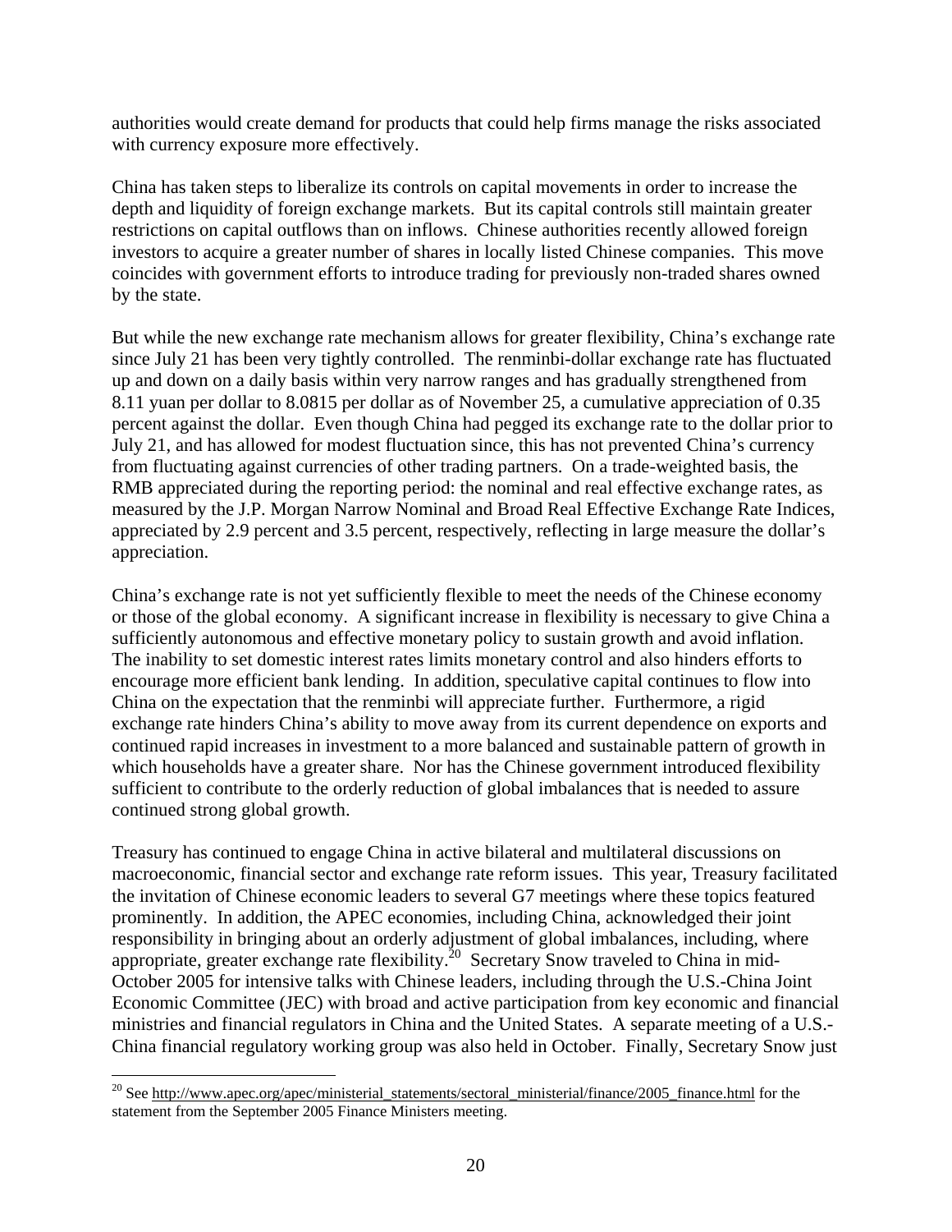authorities would create demand for products that could help firms manage the risks associated with currency exposure more effectively.

China has taken steps to liberalize its controls on capital movements in order to increase the depth and liquidity of foreign exchange markets. But its capital controls still maintain greater restrictions on capital outflows than on inflows. Chinese authorities recently allowed foreign investors to acquire a greater number of shares in locally listed Chinese companies. This move coincides with government efforts to introduce trading for previously non-traded shares owned by the state.

But while the new exchange rate mechanism allows for greater flexibility, China's exchange rate since July 21 has been very tightly controlled. The renminbi-dollar exchange rate has fluctuated up and down on a daily basis within very narrow ranges and has gradually strengthened from 8.11 yuan per dollar to 8.0815 per dollar as of November 25, a cumulative appreciation of 0.35 percent against the dollar. Even though China had pegged its exchange rate to the dollar prior to July 21, and has allowed for modest fluctuation since, this has not prevented China's currency from fluctuating against currencies of other trading partners. On a trade-weighted basis, the RMB appreciated during the reporting period: the nominal and real effective exchange rates, as measured by the J.P. Morgan Narrow Nominal and Broad Real Effective Exchange Rate Indices, appreciated by 2.9 percent and 3.5 percent, respectively, reflecting in large measure the dollar's appreciation.

China's exchange rate is not yet sufficiently flexible to meet the needs of the Chinese economy or those of the global economy. A significant increase in flexibility is necessary to give China a sufficiently autonomous and effective monetary policy to sustain growth and avoid inflation. The inability to set domestic interest rates limits monetary control and also hinders efforts to encourage more efficient bank lending. In addition, speculative capital continues to flow into China on the expectation that the renminbi will appreciate further. Furthermore, a rigid exchange rate hinders China's ability to move away from its current dependence on exports and continued rapid increases in investment to a more balanced and sustainable pattern of growth in which households have a greater share. Nor has the Chinese government introduced flexibility sufficient to contribute to the orderly reduction of global imbalances that is needed to assure continued strong global growth.

Treasury has continued to engage China in active bilateral and multilateral discussions on macroeconomic, financial sector and exchange rate reform issues. This year, Treasury facilitated the invitation of Chinese economic leaders to several G7 meetings where these topics featured prominently. In addition, the APEC economies, including China, acknowledged their joint responsibility in bringing about an orderly adjustment of global imbalances, including, where appropriate, greater exchange rate flexibility.[20] Secretary Snow traveled to China in mid-October 2005 for intensive talks with Chinese leaders, including through the U.S.-China Joint Economic Committee (JEC) with broad and active participation from key economic and financial ministries and financial regulators in China and the United States. A separate meeting of a U.S.-China financial regulatory working group was also held in October. Finally, Secretary Snow just

---

[20] See http://www.apec.org/apec/ministerial_statements/sectoral_ministerial/finance/2005_finance.html for the statement from the September 2005 Finance Ministers meeting.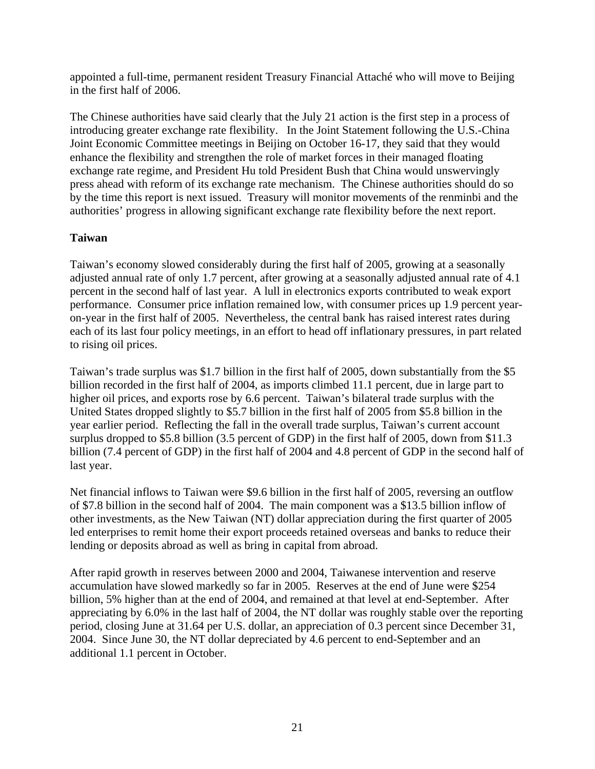appointed a full-time, permanent resident Treasury Financial Attaché who will move to Beijing in the first half of 2006.

The Chinese authorities have said clearly that the July 21 action is the first step in a process of introducing greater exchange rate flexibility. In the Joint Statement following the U.S.-China Joint Economic Committee meetings in Beijing on October 16-17, they said that they would enhance the flexibility and strengthen the role of market forces in their managed floating exchange rate regime, and President Hu told President Bush that China would unswervingly press ahead with reform of its exchange rate mechanism. The Chinese authorities should do so by the time this report is next issued. Treasury will monitor movements of the renminbi and the authorities' progress in allowing significant exchange rate flexibility before the next report.

**Taiwan**

Taiwan's economy slowed considerably during the first half of 2005, growing at a seasonally adjusted annual rate of only 1.7 percent, after growing at a seasonally adjusted annual rate of 4.1 percent in the second half of last year. A lull in electronics exports contributed to weak export performance. Consumer price inflation remained low, with consumer prices up 1.9 percent year-on-year in the first half of 2005. Nevertheless, the central bank has raised interest rates during each of its last four policy meetings, in an effort to head off inflationary pressures, in part related to rising oil prices.

Taiwan's trade surplus was $1.7 billion in the first half of 2005, down substantially from the $5 billion recorded in the first half of 2004, as imports climbed 11.1 percent, due in large part to higher oil prices, and exports rose by 6.6 percent. Taiwan's bilateral trade surplus with the United States dropped slightly to $5.7 billion in the first half of 2005 from $5.8 billion in the year earlier period. Reflecting the fall in the overall trade surplus, Taiwan's current account surplus dropped to $5.8 billion (3.5 percent of GDP) in the first half of 2005, down from $11.3 billion (7.4 percent of GDP) in the first half of 2004 and 4.8 percent of GDP in the second half of last year.

Net financial inflows to Taiwan were $9.6 billion in the first half of 2005, reversing an outflow of $7.8 billion in the second half of 2004. The main component was a $13.5 billion inflow of other investments, as the New Taiwan (NT) dollar appreciation during the first quarter of 2005 led enterprises to remit home their export proceeds retained overseas and banks to reduce their lending or deposits abroad as well as bring in capital from abroad.

After rapid growth in reserves between 2000 and 2004, Taiwanese intervention and reserve accumulation have slowed markedly so far in 2005. Reserves at the end of June were $254 billion, 5% higher than at the end of 2004, and remained at that level at end-September. After appreciating by 6.0% in the last half of 2004, the NT dollar was roughly stable over the reporting period, closing June at 31.64 per U.S. dollar, an appreciation of 0.3 percent since December 31, 2004. Since June 30, the NT dollar depreciated by 4.6 percent to end-September and an additional 1.1 percent in October.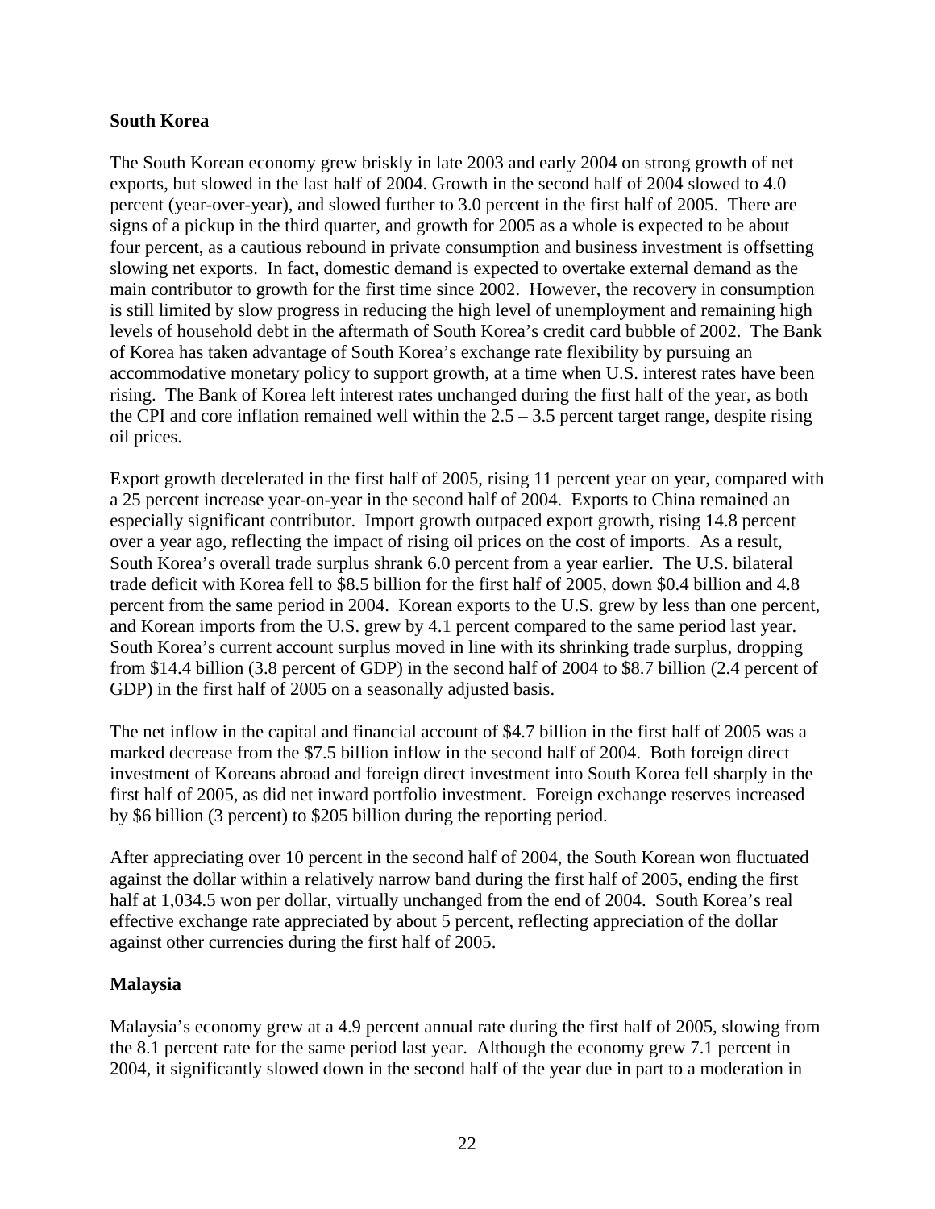**South Korea**

The South Korean economy grew briskly in late 2003 and early 2004 on strong growth of net exports, but slowed in the last half of 2004. Growth in the second half of 2004 slowed to 4.0 percent (year-over-year), and slowed further to 3.0 percent in the first half of 2005. There are signs of a pickup in the third quarter, and growth for 2005 as a whole is expected to be about four percent, as a cautious rebound in private consumption and business investment is offsetting slowing net exports. In fact, domestic demand is expected to overtake external demand as the main contributor to growth for the first time since 2002. However, the recovery in consumption is still limited by slow progress in reducing the high level of unemployment and remaining high levels of household debt in the aftermath of South Korea's credit card bubble of 2002. The Bank of Korea has taken advantage of South Korea's exchange rate flexibility by pursuing an accommodative monetary policy to support growth, at a time when U.S. interest rates have been rising. The Bank of Korea left interest rates unchanged during the first half of the year, as both the CPI and core inflation remained well within the 2.5 – 3.5 percent target range, despite rising oil prices.

Export growth decelerated in the first half of 2005, rising 11 percent year on year, compared with a 25 percent increase year-on-year in the second half of 2004. Exports to China remained an especially significant contributor. Import growth outpaced export growth, rising 14.8 percent over a year ago, reflecting the impact of rising oil prices on the cost of imports. As a result, South Korea's overall trade surplus shrank 6.0 percent from a year earlier. The U.S. bilateral trade deficit with Korea fell to $8.5 billion for the first half of 2005, down $0.4 billion and 4.8 percent from the same period in 2004. Korean exports to the U.S. grew by less than one percent, and Korean imports from the U.S. grew by 4.1 percent compared to the same period last year. South Korea's current account surplus moved in line with its shrinking trade surplus, dropping from $14.4 billion (3.8 percent of GDP) in the second half of 2004 to $8.7 billion (2.4 percent of GDP) in the first half of 2005 on a seasonally adjusted basis.

The net inflow in the capital and financial account of $4.7 billion in the first half of 2005 was a marked decrease from the $7.5 billion inflow in the second half of 2004. Both foreign direct investment of Koreans abroad and foreign direct investment into South Korea fell sharply in the first half of 2005, as did net inward portfolio investment. Foreign exchange reserves increased by $6 billion (3 percent) to $205 billion during the reporting period.

After appreciating over 10 percent in the second half of 2004, the South Korean won fluctuated against the dollar within a relatively narrow band during the first half of 2005, ending the first half at 1,034.5 won per dollar, virtually unchanged from the end of 2004. South Korea's real effective exchange rate appreciated by about 5 percent, reflecting appreciation of the dollar against other currencies during the first half of 2005.

**Malaysia**

Malaysia's economy grew at a 4.9 percent annual rate during the first half of 2005, slowing from the 8.1 percent rate for the same period last year. Although the economy grew 7.1 percent in 2004, it significantly slowed down in the second half of the year due in part to a moderation in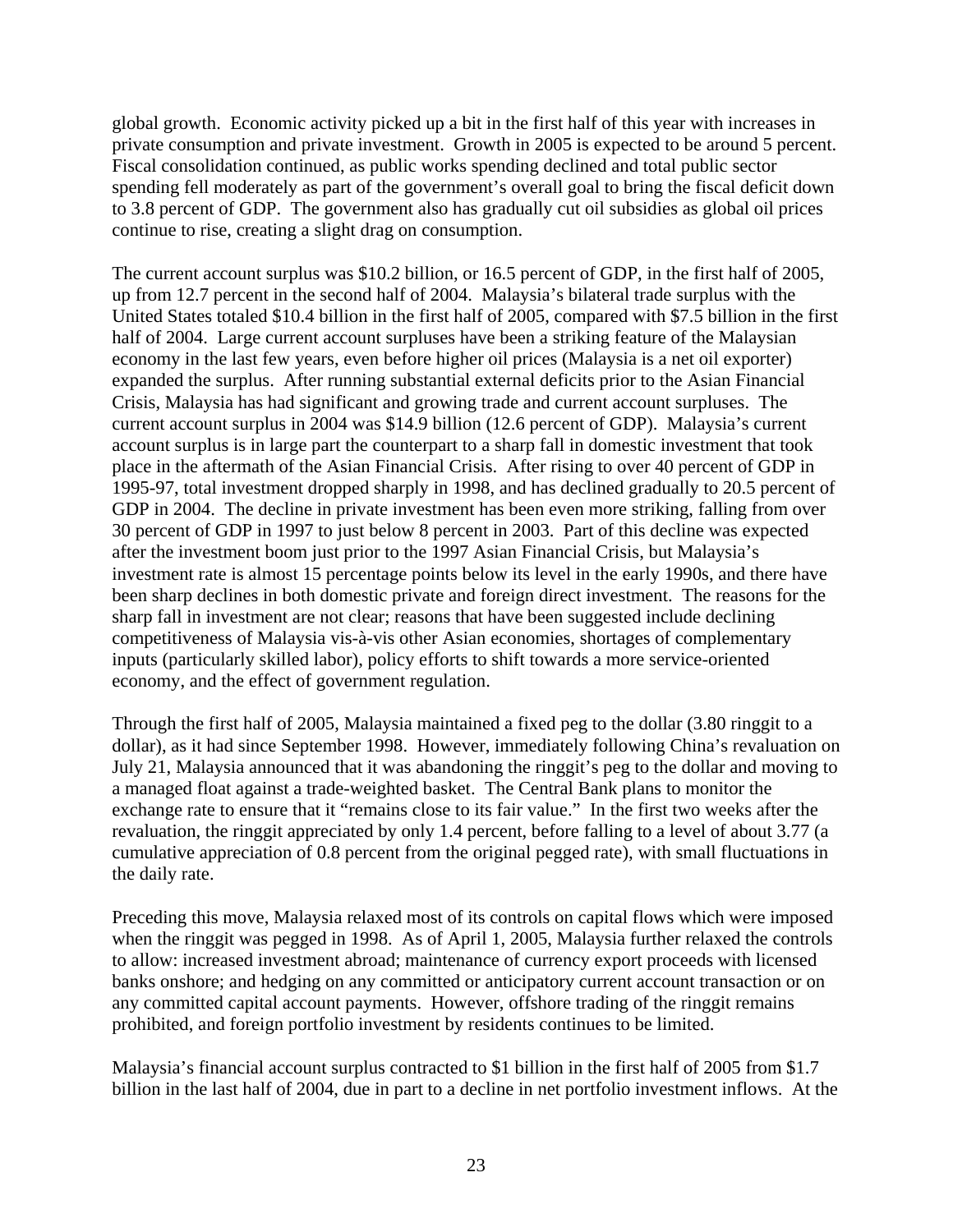global growth. Economic activity picked up a bit in the first half of this year with increases in private consumption and private investment. Growth in 2005 is expected to be around 5 percent. Fiscal consolidation continued, as public works spending declined and total public sector spending fell moderately as part of the government's overall goal to bring the fiscal deficit down to 3.8 percent of GDP. The government also has gradually cut oil subsidies as global oil prices continue to rise, creating a slight drag on consumption.

The current account surplus was $10.2 billion, or 16.5 percent of GDP, in the first half of 2005, up from 12.7 percent in the second half of 2004. Malaysia's bilateral trade surplus with the United States totaled $10.4 billion in the first half of 2005, compared with $7.5 billion in the first half of 2004. Large current account surpluses have been a striking feature of the Malaysian economy in the last few years, even before higher oil prices (Malaysia is a net oil exporter) expanded the surplus. After running substantial external deficits prior to the Asian Financial Crisis, Malaysia has had significant and growing trade and current account surpluses. The current account surplus in 2004 was $14.9 billion (12.6 percent of GDP). Malaysia's current account surplus is in large part the counterpart to a sharp fall in domestic investment that took place in the aftermath of the Asian Financial Crisis. After rising to over 40 percent of GDP in 1995-97, total investment dropped sharply in 1998, and has declined gradually to 20.5 percent of GDP in 2004. The decline in private investment has been even more striking, falling from over 30 percent of GDP in 1997 to just below 8 percent in 2003. Part of this decline was expected after the investment boom just prior to the 1997 Asian Financial Crisis, but Malaysia's investment rate is almost 15 percentage points below its level in the early 1990s, and there have been sharp declines in both domestic private and foreign direct investment. The reasons for the sharp fall in investment are not clear; reasons that have been suggested include declining competitiveness of Malaysia vis-à-vis other Asian economies, shortages of complementary inputs (particularly skilled labor), policy efforts to shift towards a more service-oriented economy, and the effect of government regulation.

Through the first half of 2005, Malaysia maintained a fixed peg to the dollar (3.80 ringgit to a dollar), as it had since September 1998. However, immediately following China's revaluation on July 21, Malaysia announced that it was abandoning the ringgit's peg to the dollar and moving to a managed float against a trade-weighted basket. The Central Bank plans to monitor the exchange rate to ensure that it "remains close to its fair value." In the first two weeks after the revaluation, the ringgit appreciated by only 1.4 percent, before falling to a level of about 3.77 (a cumulative appreciation of 0.8 percent from the original pegged rate), with small fluctuations in the daily rate.

Preceding this move, Malaysia relaxed most of its controls on capital flows which were imposed when the ringgit was pegged in 1998. As of April 1, 2005, Malaysia further relaxed the controls to allow: increased investment abroad; maintenance of currency export proceeds with licensed banks onshore; and hedging on any committed or anticipatory current account transaction or on any committed capital account payments. However, offshore trading of the ringgit remains prohibited, and foreign portfolio investment by residents continues to be limited.

Malaysia's financial account surplus contracted to $1 billion in the first half of 2005 from $1.7 billion in the last half of 2004, due in part to a decline in net portfolio investment inflows. At the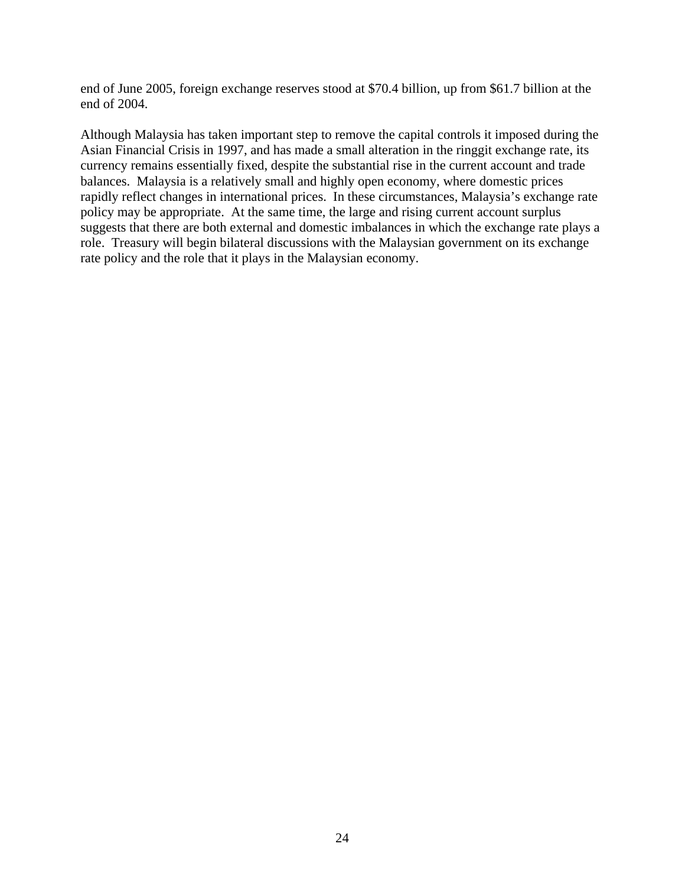end of June 2005, foreign exchange reserves stood at $70.4 billion, up from $61.7 billion at the end of 2004.

Although Malaysia has taken important step to remove the capital controls it imposed during the Asian Financial Crisis in 1997, and has made a small alteration in the ringgit exchange rate, its currency remains essentially fixed, despite the substantial rise in the current account and trade balances. Malaysia is a relatively small and highly open economy, where domestic prices rapidly reflect changes in international prices. In these circumstances, Malaysia's exchange rate policy may be appropriate. At the same time, the large and rising current account surplus suggests that there are both external and domestic imbalances in which the exchange rate plays a role. Treasury will begin bilateral discussions with the Malaysian government on its exchange rate policy and the role that it plays in the Malaysian economy.